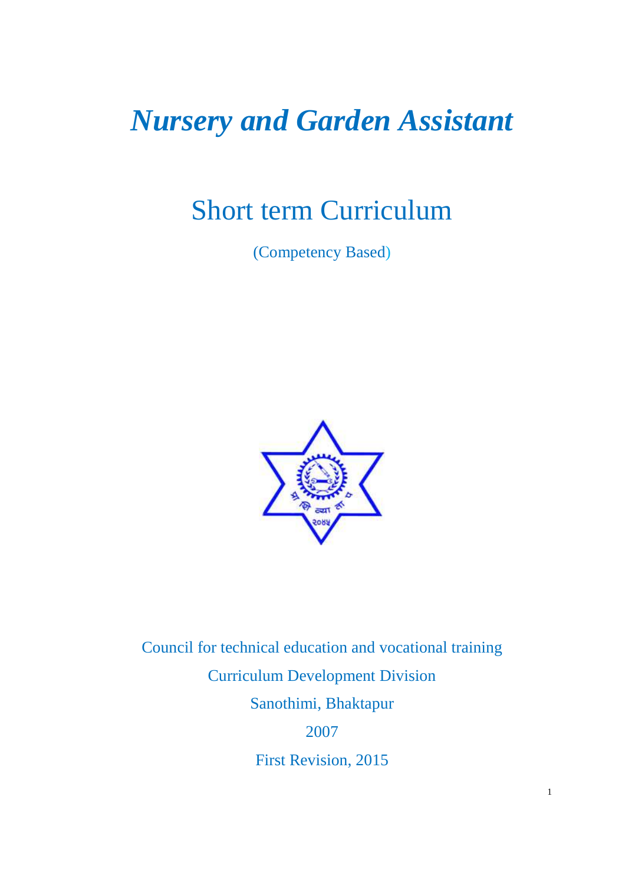# *Nursery and Garden Assistant*

## Short term Curriculum

(Competency Based)

Council for technical education and vocational training

Curriculum Development Division

Sanothimi, Bhaktapur

2007

First Revision, 2015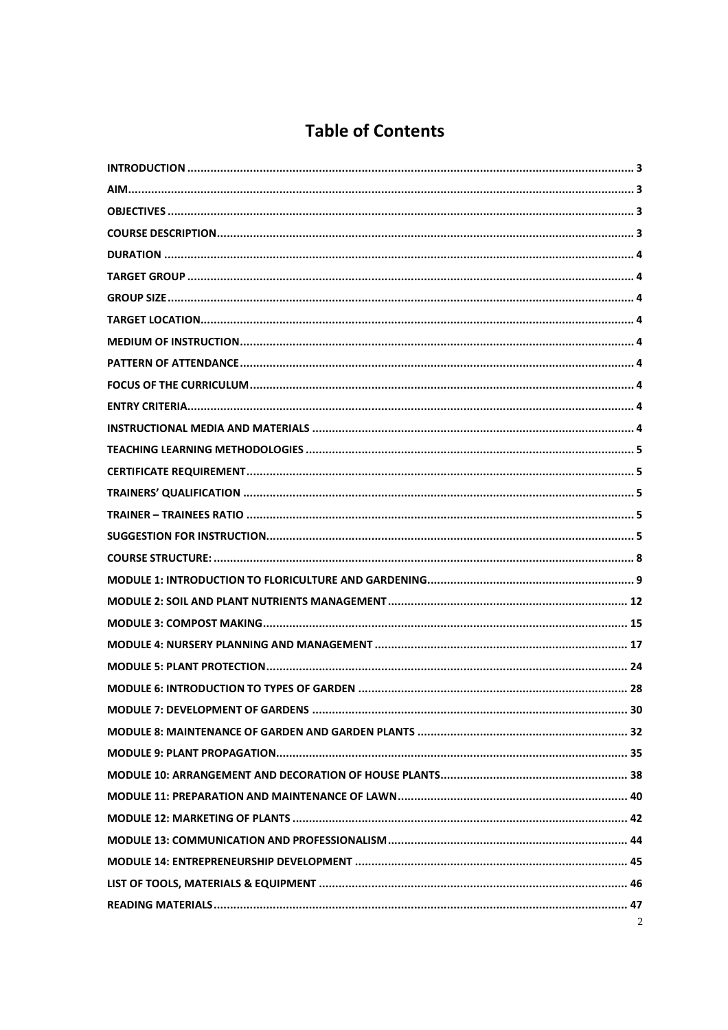# Table of Contents

INTRODUCTION ........................................................................................................................... 3
AIM............................................................................................................................................ 3
OBJECTIVES ................................................................................................................................ 3
COURSE DESCRIPTION.................................................................................................................. 3
DURATION .................................................................................................................................. 4
TARGET GROUP ........................................................................................................................... 4
GROUP SIZE................................................................................................................................. 4
TARGET LOCATION........................................................................................................................ 4
MEDIUM OF INSTRUCTION............................................................................................................. 4
PATTERN OF ATTENDANCE............................................................................................................. 4
FOCUS OF THE CURRICULUM.......................................................................................................... 4
ENTRY CRITERIA............................................................................................................................ 4
INSTRUCTIONAL MEDIA AND MATERIALS ........................................................................................ 4
TEACHING LEARNING METHODOLOGIES ......................................................................................... 5
CERTIFICATE REQUIREMENT........................................................................................................... 5
TRAINERS' QUALIFICATION ............................................................................................................ 5
TRAINER – TRAINEES RATIO ........................................................................................................... 5
SUGGESTION FOR INSTRUCTION..................................................................................................... 5
COURSE STRUCTURE: ..................................................................................................................... 8
MODULE 1: INTRODUCTION TO FLORICULTURE AND GARDENING............................................................. 9
MODULE 2: SOIL AND PLANT NUTRIENTS MANAGEMENT....................................................................... 12
MODULE 3: COMPOST MAKING.................................................................................................... 15
MODULE 4: NURSERY PLANNING AND MANAGEMENT ........................................................................... 17
MODULE 5: PLANT PROTECTION................................................................................................... 24
MODULE 6: INTRODUCTION TO TYPES OF GARDEN ................................................................................ 28
MODULE 7: DEVELOPMENT OF GARDENS ....................................................................................... 30
MODULE 8: MAINTENANCE OF GARDEN AND GARDEN PLANTS .............................................................. 32
MODULE 9: PLANT PROPAGATION................................................................................................ 35
MODULE 10: ARRANGEMENT AND DECORATION OF HOUSE PLANTS........................................................ 38
MODULE 11: PREPARATION AND MAINTENANCE OF LAWN.................................................................... 40
MODULE 12: MARKETING OF PLANTS ............................................................................................ 42
MODULE 13: COMMUNICATION AND PROFESSIONALISM....................................................................... 44
MODULE 14: ENTREPRENEURSHIP DEVELOPMENT ................................................................................. 45
LIST OF TOOLS, MATERIALS & EQUIPMENT .......................................................................................... 46
READING MATERIALS..................................................................................................................... 47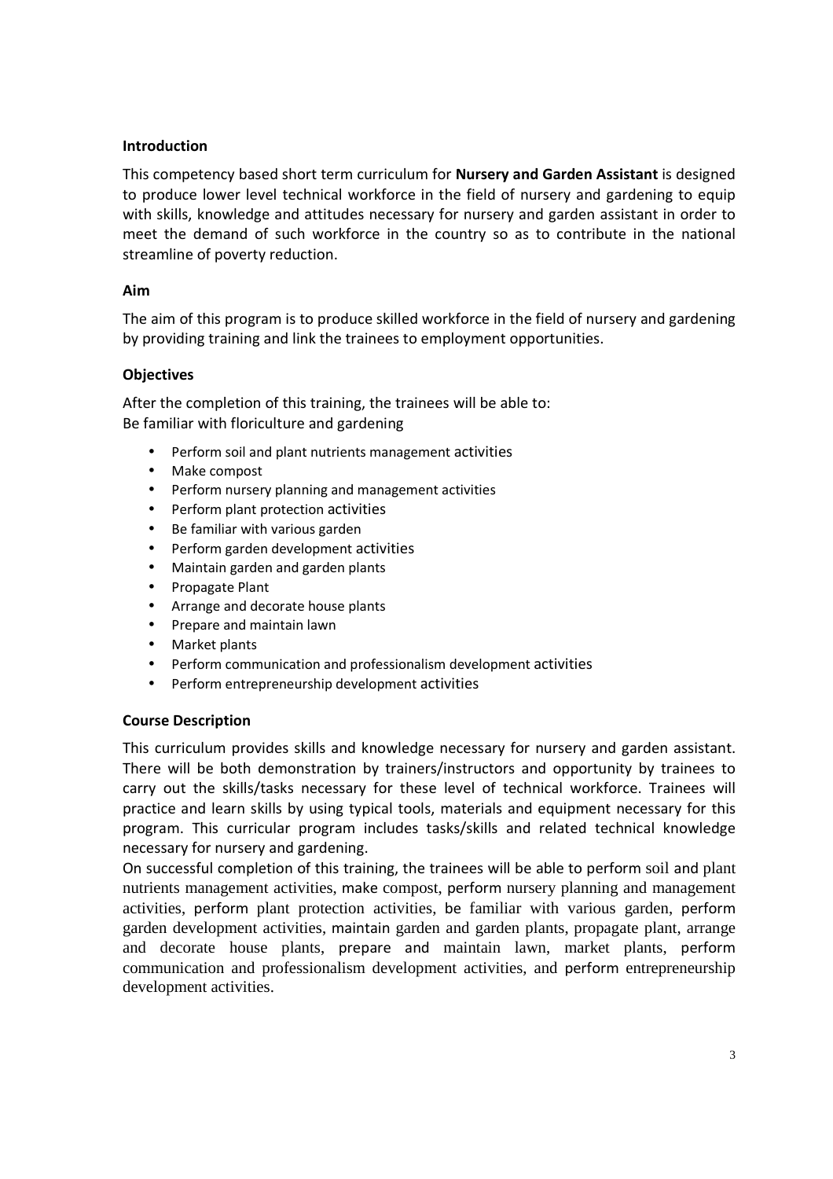**Introduction**

This competency based short term curriculum for **Nursery and Garden Assistant** is designed to produce lower level technical workforce in the field of nursery and gardening to equip with skills, knowledge and attitudes necessary for nursery and garden assistant in order to meet the demand of such workforce in the country so as to contribute in the national streamline of poverty reduction.

**Aim**

The aim of this program is to produce skilled workforce in the field of nursery and gardening by providing training and link the trainees to employment opportunities.

**Objectives**

After the completion of this training, the trainees will be able to:
Be familiar with floriculture and gardening

- Perform soil and plant nutrients management activities
- Make compost
- Perform nursery planning and management activities
- Perform plant protection activities
- Be familiar with various garden
- Perform garden development activities
- Maintain garden and garden plants
- Propagate Plant
- Arrange and decorate house plants
- Prepare and maintain lawn
- Market plants
- Perform communication and professionalism development activities
- Perform entrepreneurship development activities

**Course Description**

This curriculum provides skills and knowledge necessary for nursery and garden assistant. There will be both demonstration by trainers/instructors and opportunity by trainees to carry out the skills/tasks necessary for these level of technical workforce. Trainees will practice and learn skills by using typical tools, materials and equipment necessary for this program. This curricular program includes tasks/skills and related technical knowledge necessary for nursery and gardening.

On successful completion of this training, the trainees will be able to perform soil and plant nutrients management activities, make compost, perform nursery planning and management activities, perform plant protection activities, be familiar with various garden, perform garden development activities, maintain garden and garden plants, propagate plant, arrange and decorate house plants, prepare and maintain lawn, market plants, perform communication and professionalism development activities, and perform entrepreneurship development activities.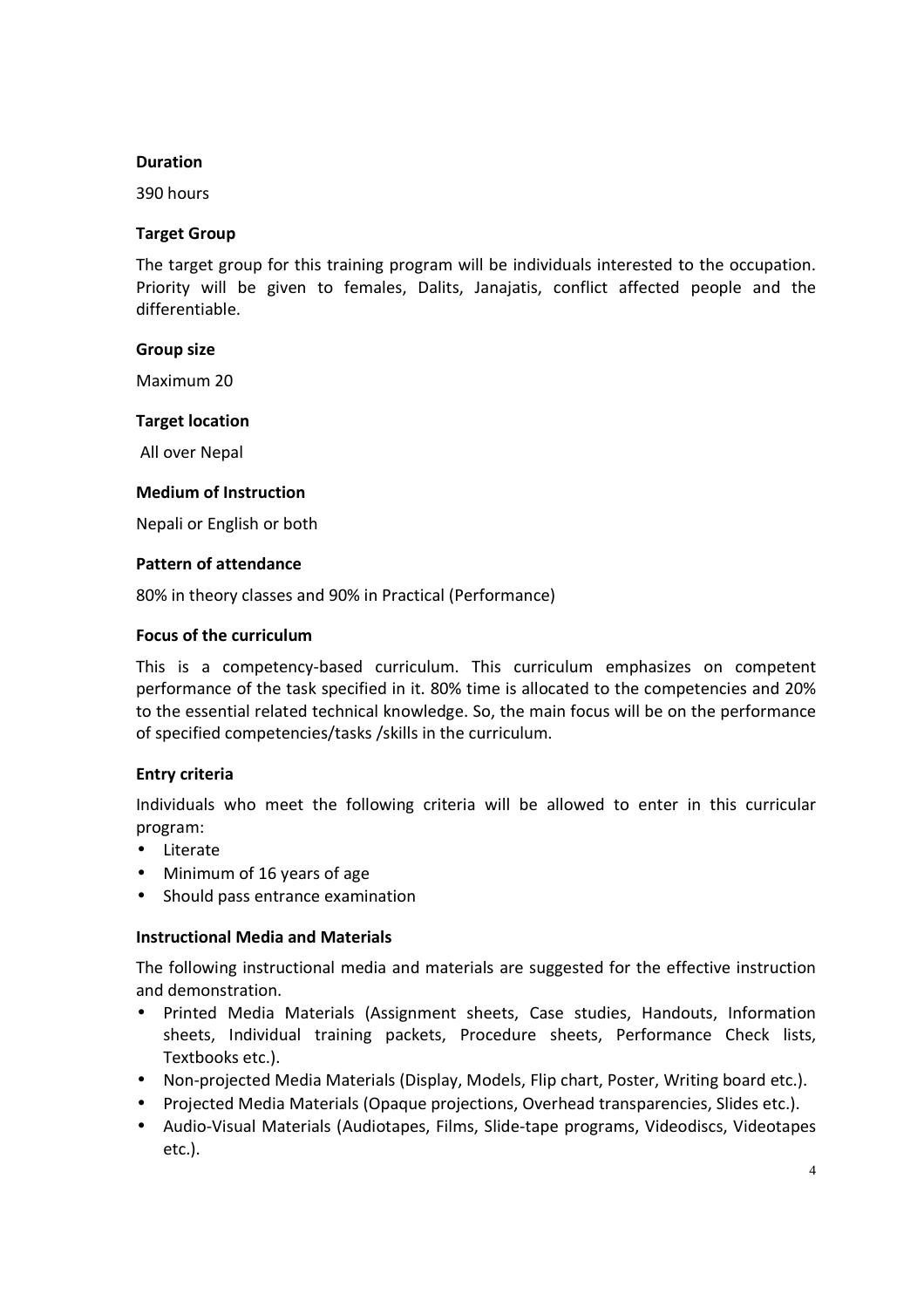**Duration**

390 hours

**Target Group**

The target group for this training program will be individuals interested to the occupation. Priority will be given to females, Dalits, Janajatis, conflict affected people and the differentiable.

**Group size**

Maximum 20

**Target location**

All over Nepal

**Medium of Instruction**

Nepali or English or both

**Pattern of attendance**

80% in theory classes and 90% in Practical (Performance)

**Focus of the curriculum**

This is a competency-based curriculum. This curriculum emphasizes on competent performance of the task specified in it. 80% time is allocated to the competencies and 20% to the essential related technical knowledge. So, the main focus will be on the performance of specified competencies/tasks /skills in the curriculum.

**Entry criteria**

Individuals who meet the following criteria will be allowed to enter in this curricular program:

- Literate
- Minimum of 16 years of age
- Should pass entrance examination

**Instructional Media and Materials**

The following instructional media and materials are suggested for the effective instruction and demonstration.

- Printed Media Materials (Assignment sheets, Case studies, Handouts, Information sheets, Individual training packets, Procedure sheets, Performance Check lists, Textbooks etc.).
- Non-projected Media Materials (Display, Models, Flip chart, Poster, Writing board etc.).
- Projected Media Materials (Opaque projections, Overhead transparencies, Slides etc.).
- Audio-Visual Materials (Audiotapes, Films, Slide-tape programs, Videodiscs, Videotapes etc.).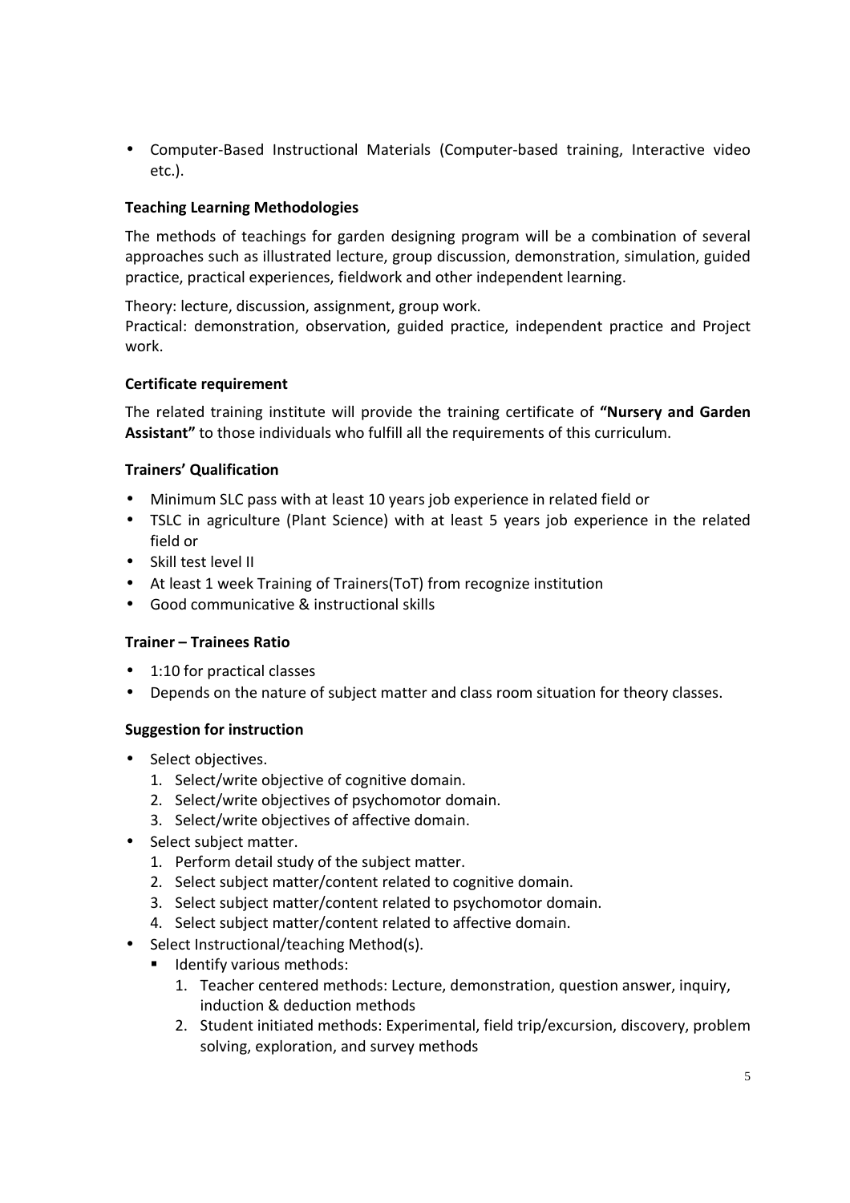- Computer-Based Instructional Materials (Computer-based training, Interactive video etc.).

**Teaching Learning Methodologies**

The methods of teachings for garden designing program will be a combination of several approaches such as illustrated lecture, group discussion, demonstration, simulation, guided practice, practical experiences, fieldwork and other independent learning.

Theory: lecture, discussion, assignment, group work.
Practical: demonstration, observation, guided practice, independent practice and Project work.

**Certificate requirement**

The related training institute will provide the training certificate of **"Nursery and Garden Assistant"** to those individuals who fulfill all the requirements of this curriculum.

**Trainers' Qualification**

- Minimum SLC pass with at least 10 years job experience in related field or
- TSLC in agriculture (Plant Science) with at least 5 years job experience in the related field or
- Skill test level II
- At least 1 week Training of Trainers(ToT) from recognize institution
- Good communicative & instructional skills

**Trainer – Trainees Ratio**

- 1:10 for practical classes
- Depends on the nature of subject matter and class room situation for theory classes.

**Suggestion for instruction**

- Select objectives.
  1. Select/write objective of cognitive domain.
  2. Select/write objectives of psychomotor domain.
  3. Select/write objectives of affective domain.
- Select subject matter.
  1. Perform detail study of the subject matter.
  2. Select subject matter/content related to cognitive domain.
  3. Select subject matter/content related to psychomotor domain.
  4. Select subject matter/content related to affective domain.
- Select Instructional/teaching Method(s).
  - Identify various methods:
    1. Teacher centered methods: Lecture, demonstration, question answer, inquiry, induction & deduction methods
    2. Student initiated methods: Experimental, field trip/excursion, discovery, problem solving, exploration, and survey methods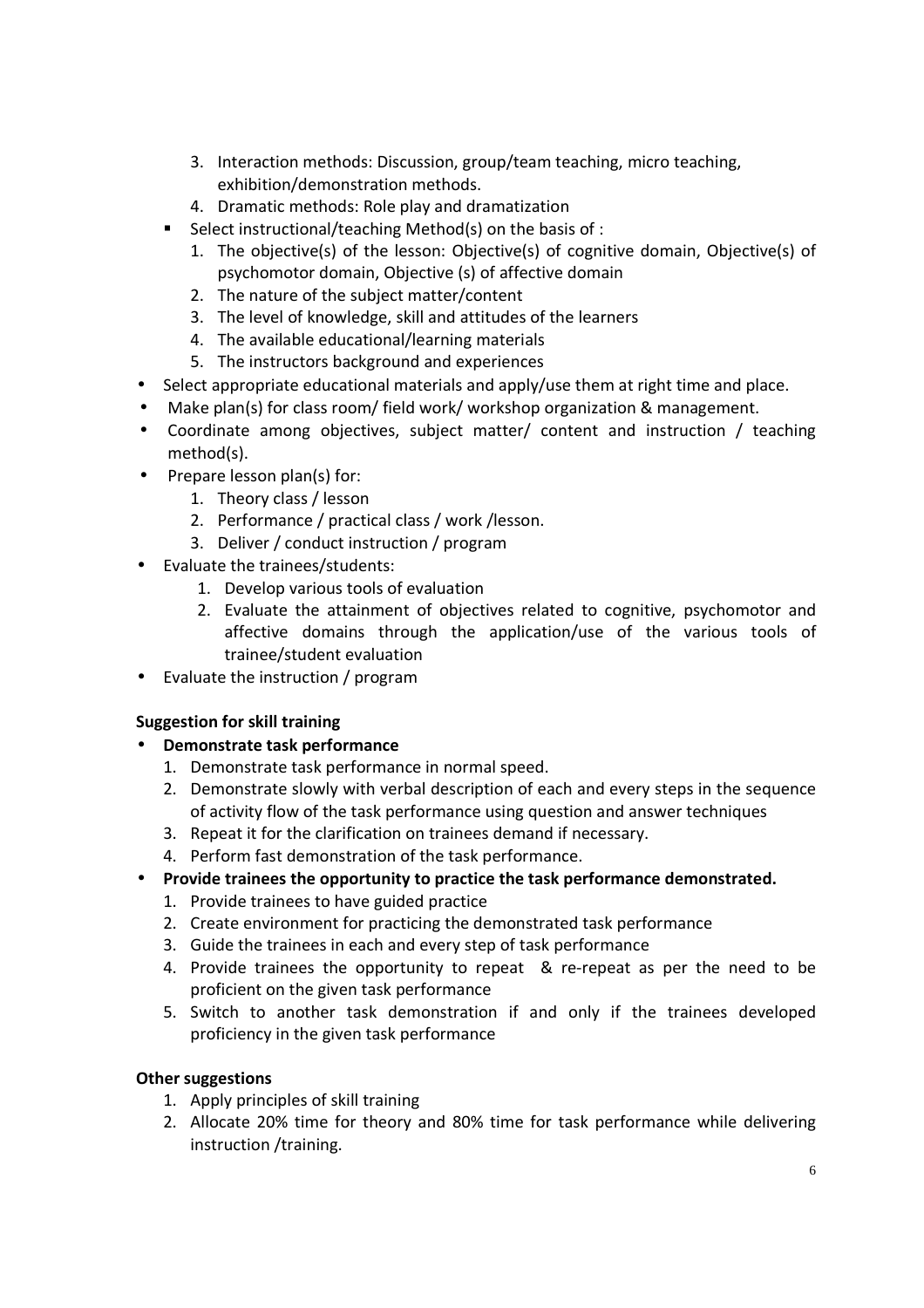3. Interaction methods: Discussion, group/team teaching, micro teaching, exhibition/demonstration methods.
   4. Dramatic methods: Role play and dramatization
 - Select instructional/teaching Method(s) on the basis of :
   1. The objective(s) of the lesson: Objective(s) of cognitive domain, Objective(s) of psychomotor domain, Objective (s) of affective domain
   2. The nature of the subject matter/content
   3. The level of knowledge, skill and attitudes of the learners
   4. The available educational/learning materials
   5. The instructors background and experiences
- Select appropriate educational materials and apply/use them at right time and place.
- Make plan(s) for class room/ field work/ workshop organization & management.
- Coordinate among objectives, subject matter/ content and instruction / teaching method(s).
- Prepare lesson plan(s) for:
  1. Theory class / lesson
  2. Performance / practical class / work /lesson.
  3. Deliver / conduct instruction / program
- Evaluate the trainees/students:
  1. Develop various tools of evaluation
  2. Evaluate the attainment of objectives related to cognitive, psychomotor and affective domains through the application/use of the various tools of trainee/student evaluation
- Evaluate the instruction / program

**Suggestion for skill training**

- **Demonstrate task performance**
  1. Demonstrate task performance in normal speed.
  2. Demonstrate slowly with verbal description of each and every steps in the sequence of activity flow of the task performance using question and answer techniques
  3. Repeat it for the clarification on trainees demand if necessary.
  4. Perform fast demonstration of the task performance.
- **Provide trainees the opportunity to practice the task performance demonstrated.**
  1. Provide trainees to have guided practice
  2. Create environment for practicing the demonstrated task performance
  3. Guide the trainees in each and every step of task performance
  4. Provide trainees the opportunity to repeat & re-repeat as per the need to be proficient on the given task performance
  5. Switch to another task demonstration if and only if the trainees developed proficiency in the given task performance

**Other suggestions**

1. Apply principles of skill training
2. Allocate 20% time for theory and 80% time for task performance while delivering instruction /training.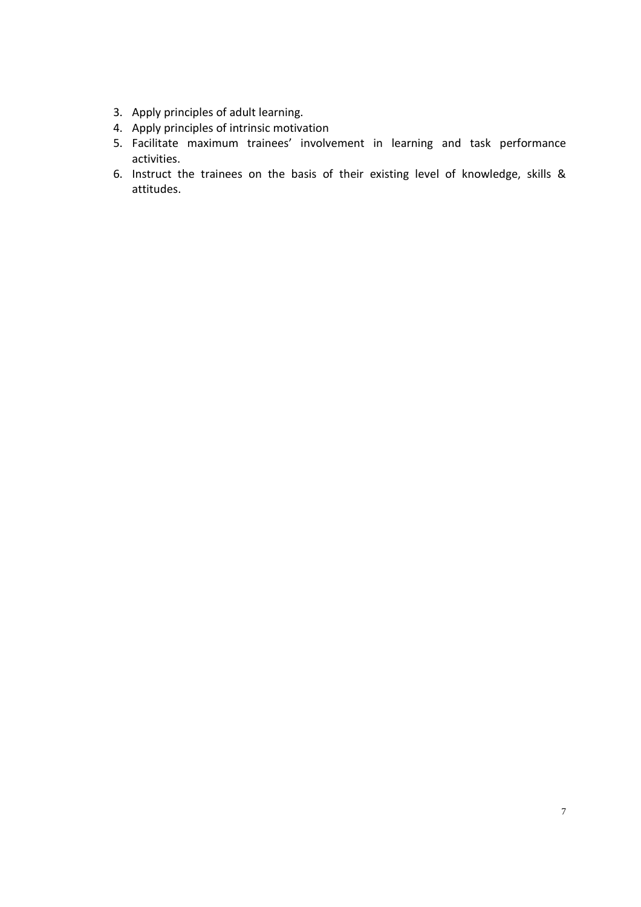3. Apply principles of adult learning.
4. Apply principles of intrinsic motivation
5. Facilitate maximum trainees' involvement in learning and task performance activities.
6. Instruct the trainees on the basis of their existing level of knowledge, skills & attitudes.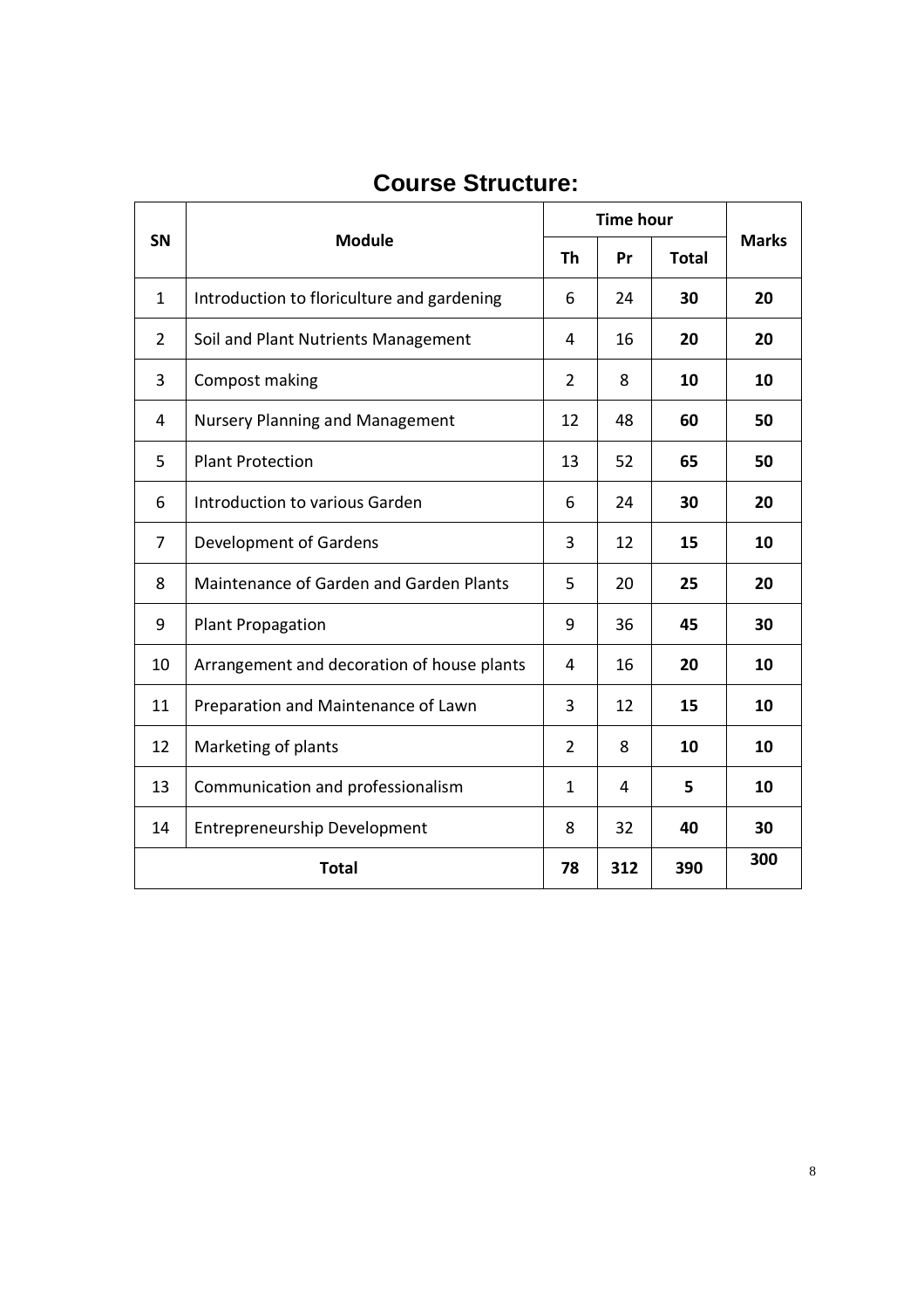# Course Structure:

| SN | Module | Time hour | | | Marks |
|---|---|---|---|---|---|
| | | Th | Pr | Total | |
| 1 | Introduction to floriculture and gardening | 6 | 24 | **30** | **20** |
| 2 | Soil and Plant Nutrients Management | 4 | 16 | **20** | **20** |
| 3 | Compost making | 2 | 8 | **10** | **10** |
| 4 | Nursery Planning and Management | 12 | 48 | **60** | **50** |
| 5 | Plant Protection | 13 | 52 | **65** | **50** |
| 6 | Introduction to various Garden | 6 | 24 | **30** | **20** |
| 7 | Development of Gardens | 3 | 12 | **15** | **10** |
| 8 | Maintenance of Garden and Garden Plants | 5 | 20 | **25** | **20** |
| 9 | Plant Propagation | 9 | 36 | **45** | **30** |
| 10 | Arrangement and decoration of house plants | 4 | 16 | **20** | **10** |
| 11 | Preparation and Maintenance of Lawn | 3 | 12 | **15** | **10** |
| 12 | Marketing of plants | 2 | 8 | **10** | **10** |
| 13 | Communication and professionalism | 1 | 4 | **5** | **10** |
| 14 | Entrepreneurship Development | 8 | 32 | **40** | **30** |
| **Total** | | **78** | **312** | **390** | **300** |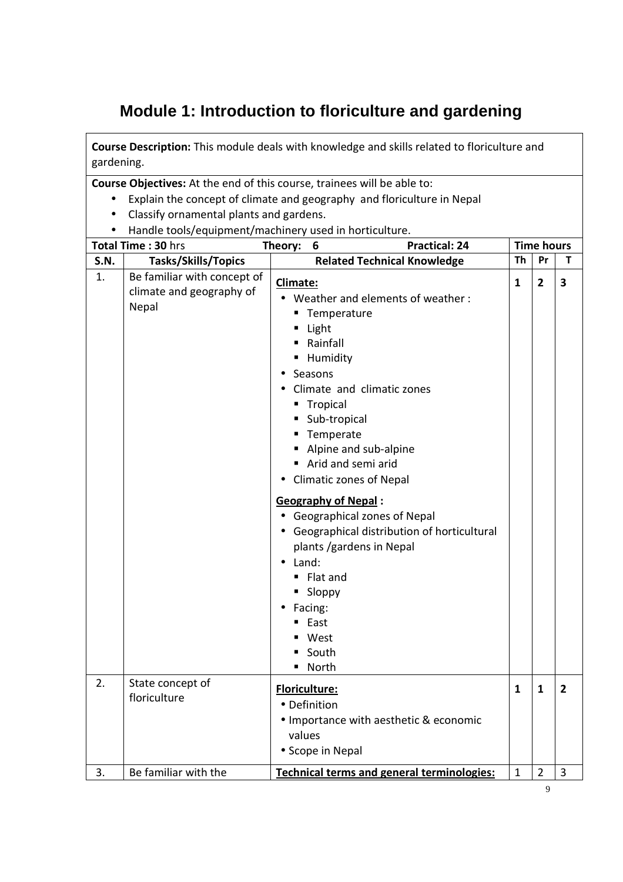# Module 1: Introduction to floriculture and gardening

**Course Description:** This module deals with knowledge and skills related to floriculture and gardening.

**Course Objectives:** At the end of this course, trainees will be able to:

- Explain the concept of climate and geography and floriculture in Nepal
- Classify ornamental plants and gardens.
- Handle tools/equipment/machinery used in horticulture.

| **Total Time : 30** hrs | | **Theory: 6** &nbsp;&nbsp;&nbsp;&nbsp; **Practical: 24** | **Time hours** | | |
|---|---|---|---|---|---|
| **S.N.** | **Tasks/Skills/Topics** | **Related Technical Knowledge** | **Th** | **Pr** | **T** |
| 1. | Be familiar with concept of climate and geography of Nepal | **Climate:**<br>• Weather and elements of weather :<br>&nbsp;&nbsp;▪ Temperature<br>&nbsp;&nbsp;▪ Light<br>&nbsp;&nbsp;▪ Rainfall<br>&nbsp;&nbsp;▪ Humidity<br>• Seasons<br>• Climate and climatic zones<br>&nbsp;&nbsp;▪ Tropical<br>&nbsp;&nbsp;▪ Sub-tropical<br>&nbsp;&nbsp;▪ Temperate<br>&nbsp;&nbsp;▪ Alpine and sub-alpine<br>&nbsp;&nbsp;▪ Arid and semi arid<br>• Climatic zones of Nepal<br><br>**Geography of Nepal :**<br>• Geographical zones of Nepal<br>• Geographical distribution of horticultural plants /gardens in Nepal<br>• Land:<br>&nbsp;&nbsp;▪ Flat and<br>&nbsp;&nbsp;▪ Sloppy<br>• Facing:<br>&nbsp;&nbsp;▪ East<br>&nbsp;&nbsp;▪ West<br>&nbsp;&nbsp;▪ South<br>&nbsp;&nbsp;▪ North | **1** | **2** | **3** |
| 2. | State concept of floriculture | **Floriculture:**<br>• Definition<br>• Importance with aesthetic & economic values<br>• Scope in Nepal | **1** | **1** | **2** |
| 3. | Be familiar with the | **Technical terms and general terminologies:** | 1 | 2 | 3 |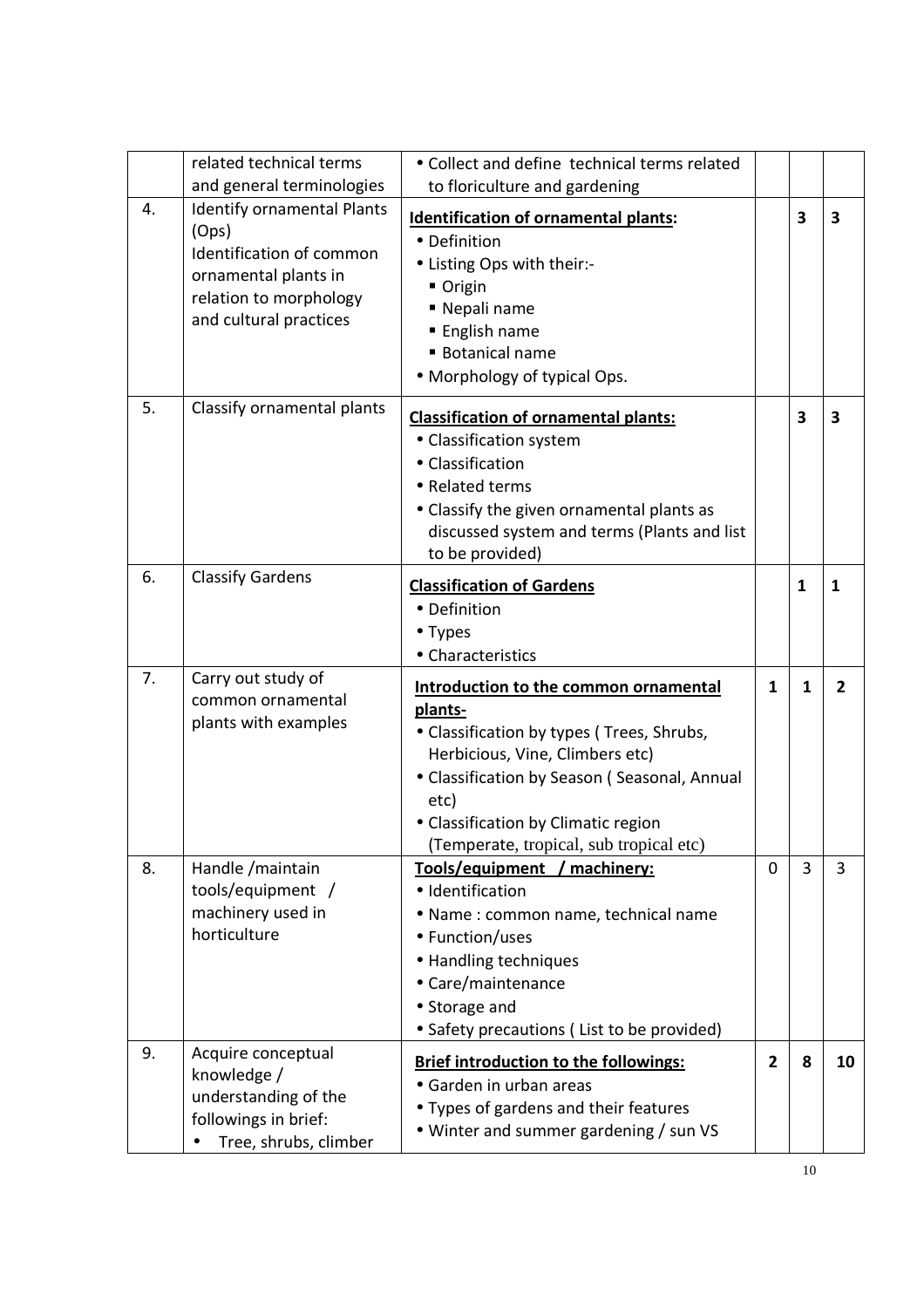| | | | | | |
|---|---|---|---|---|---|
| | related technical terms and general terminologies | • Collect and define technical terms related to floriculture and gardening | | | |
| 4. | Identify ornamental Plants (Ops)<br>Identification of common ornamental plants in relation to morphology and cultural practices | **Identification of ornamental plants:**<br>• Definition<br>• Listing Ops with their:-<br>▪ Origin<br>▪ Nepali name<br>▪ English name<br>▪ Botanical name<br>• Morphology of typical Ops. | | **3** | **3** |
| 5. | Classify ornamental plants | **Classification of ornamental plants:**<br>• Classification system<br>• Classification<br>• Related terms<br>• Classify the given ornamental plants as discussed system and terms (Plants and list to be provided) | | **3** | **3** |
| 6. | Classify Gardens | **Classification of Gardens**<br>• Definition<br>• Types<br>• Characteristics | | **1** | **1** |
| 7. | Carry out study of common ornamental plants with examples | **Introduction to the common ornamental plants-**<br>• Classification by types ( Trees, Shrubs, Herbicious, Vine, Climbers etc)<br>• Classification by Season ( Seasonal, Annual etc)<br>• Classification by Climatic region (Temperate, tropical, sub tropical etc) | **1** | **1** | **2** |
| 8. | Handle /maintain tools/equipment / machinery used in horticulture | **Tools/equipment / machinery:**<br>• Identification<br>• Name : common name, technical name<br>• Function/uses<br>• Handling techniques<br>• Care/maintenance<br>• Storage and<br>• Safety precautions ( List to be provided) | 0 | 3 | 3 |
| 9. | Acquire conceptual knowledge / understanding of the followings in brief:<br>• Tree, shrubs, climber | **Brief introduction to the followings:**<br>• Garden in urban areas<br>• Types of gardens and their features<br>• Winter and summer gardening / sun VS | **2** | **8** | **10** |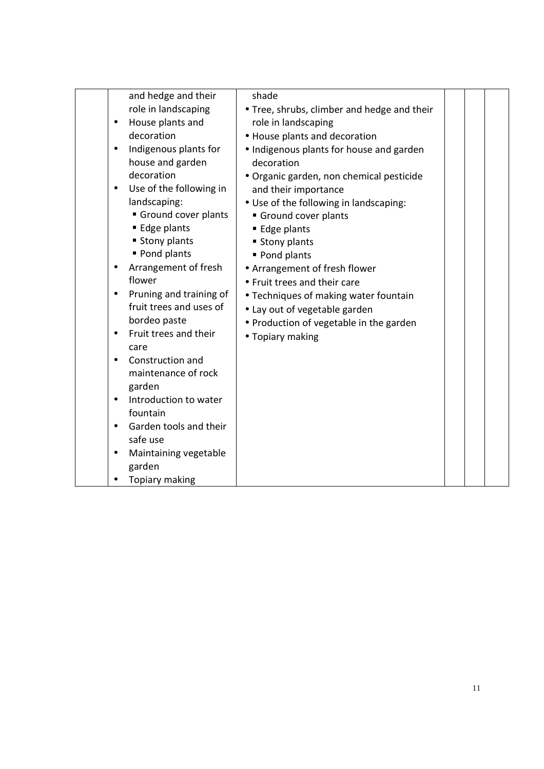| | | | | | |
|---|---|---|---|---|---|
| | and hedge and their role in landscaping<br>• House plants and decoration<br>• Indigenous plants for house and garden decoration<br>• Use of the following in landscaping:<br>  ▪ Ground cover plants<br>  ▪ Edge plants<br>  ▪ Stony plants<br>  ▪ Pond plants<br>• Arrangement of fresh flower<br>• Pruning and training of fruit trees and uses of bordeo paste<br>• Fruit trees and their care<br>• Construction and maintenance of rock garden<br>• Introduction to water fountain<br>• Garden tools and their safe use<br>• Maintaining vegetable garden<br>• Topiary making | shade<br>• Tree, shrubs, climber and hedge and their role in landscaping<br>• House plants and decoration<br>• Indigenous plants for house and garden decoration<br>• Organic garden, non chemical pesticide and their importance<br>• Use of the following in landscaping:<br>  ▪ Ground cover plants<br>  ▪ Edge plants<br>  ▪ Stony plants<br>  ▪ Pond plants<br>• Arrangement of fresh flower<br>• Fruit trees and their care<br>• Techniques of making water fountain<br>• Lay out of vegetable garden<br>• Production of vegetable in the garden<br>• Topiary making | | | |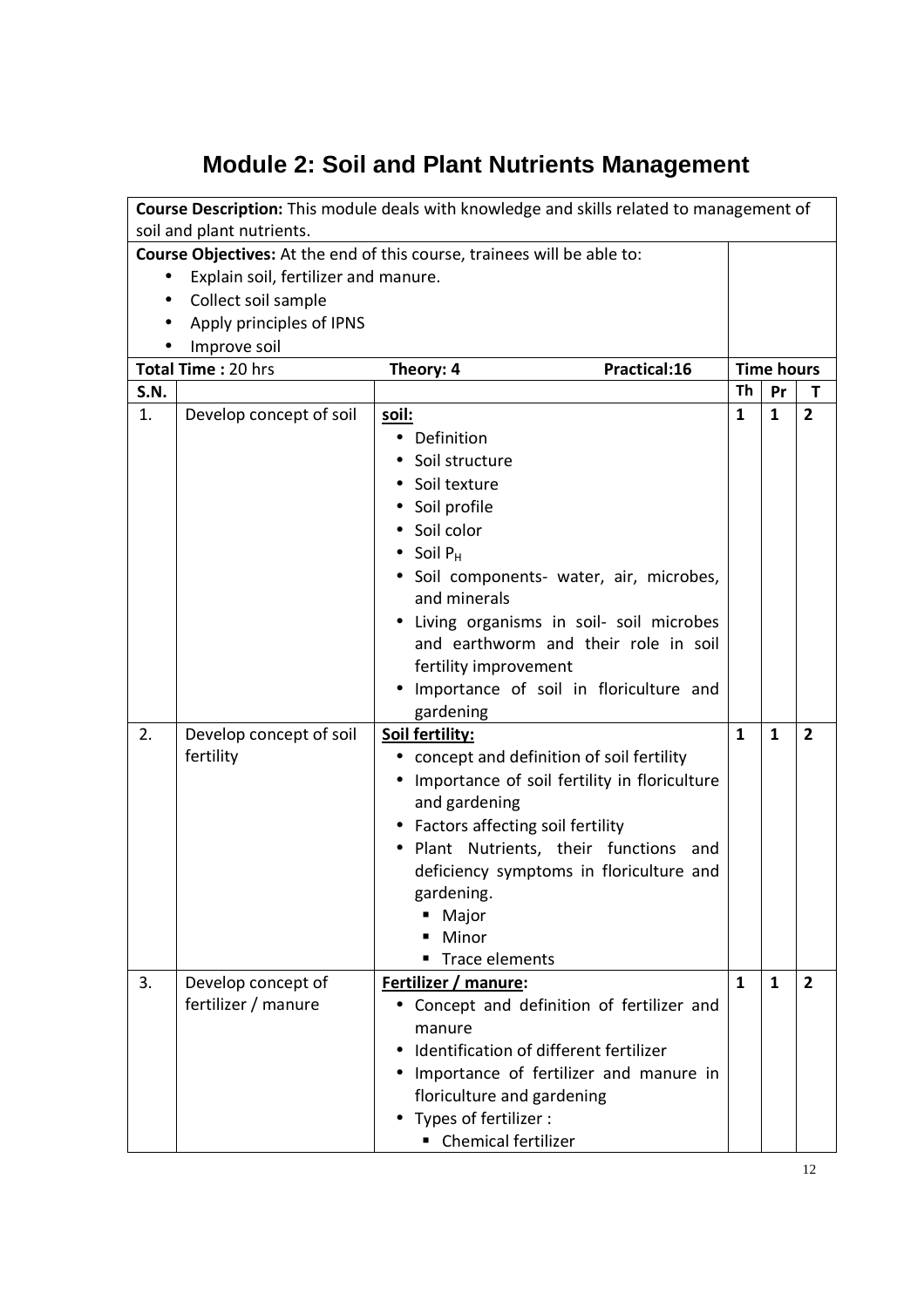# Module 2: Soil and Plant Nutrients Management

**Course Description:** This module deals with knowledge and skills related to management of soil and plant nutrients.

**Course Objectives:** At the end of this course, trainees will be able to:

- Explain soil, fertilizer and manure.
- Collect soil sample
- Apply principles of IPNS
- Improve soil

| **Total Time :** 20 hrs | | **Theory: 4** &nbsp;&nbsp;&nbsp;&nbsp; **Practical:16** | **Time hours** | | |
|---|---|---|---|---|---|
| **S.N.** | | | **Th** | **Pr** | **T** |
| 1. | Develop concept of soil | **<u>soil:</u>**<br>• Definition<br>• Soil structure<br>• Soil texture<br>• Soil profile<br>• Soil color<br>• Soil $P_H$<br>• Soil components- water, air, microbes, and minerals<br>• Living organisms in soil- soil microbes and earthworm and their role in soil fertility improvement<br>• Importance of soil in floriculture and gardening | **1** | **1** | **2** |
| 2. | Develop concept of soil fertility | **<u>Soil fertility:</u>**<br>• concept and definition of soil fertility<br>• Importance of soil fertility in floriculture and gardening<br>• Factors affecting soil fertility<br>• Plant Nutrients, their functions and deficiency symptoms in floriculture and gardening.<br>&nbsp;&nbsp;▪ Major<br>&nbsp;&nbsp;▪ Minor<br>&nbsp;&nbsp;▪ Trace elements | **1** | **1** | **2** |
| 3. | Develop concept of fertilizer / manure | **<u>Fertilizer / manure</u>:**<br>• Concept and definition of fertilizer and manure<br>• Identification of different fertilizer<br>• Importance of fertilizer and manure in floriculture and gardening<br>• Types of fertilizer :<br>&nbsp;&nbsp;▪ Chemical fertilizer | **1** | **1** | **2** |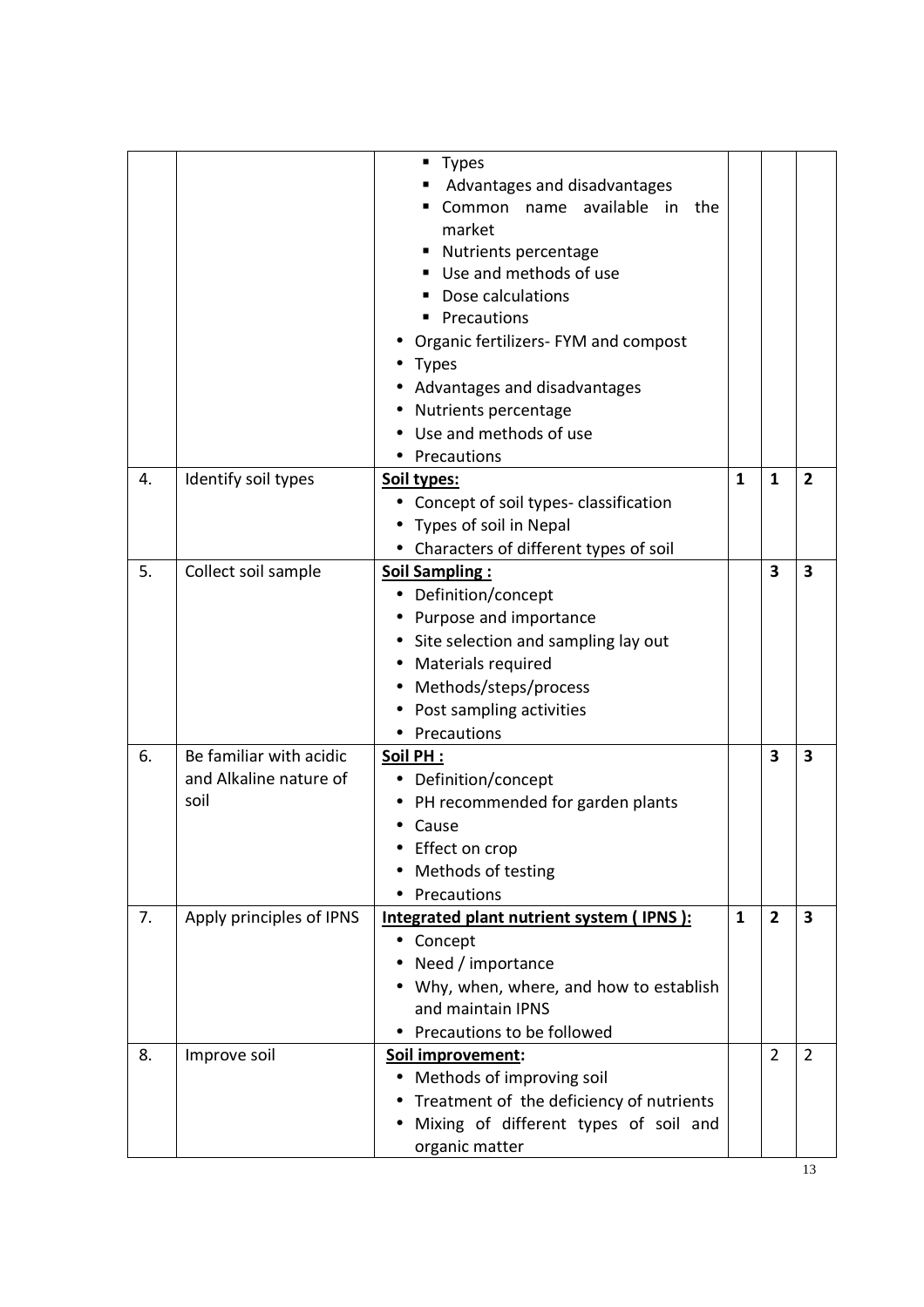| | | | | | |
|---|---|---|---|---|---|
| | | ▪ Types<br>▪ Advantages and disadvantages<br>▪ Common name available in the market<br>▪ Nutrients percentage<br>▪ Use and methods of use<br>▪ Dose calculations<br>▪ Precautions<br>• Organic fertilizers- FYM and compost<br>• Types<br>• Advantages and disadvantages<br>• Nutrients percentage<br>• Use and methods of use<br>• Precautions | | | |
| 4. | Identify soil types | **Soil types:**<br>• Concept of soil types- classification<br>• Types of soil in Nepal<br>• Characters of different types of soil | **1** | **1** | **2** |
| 5. | Collect soil sample | **Soil Sampling :**<br>• Definition/concept<br>• Purpose and importance<br>• Site selection and sampling lay out<br>• Materials required<br>• Methods/steps/process<br>• Post sampling activities<br>• Precautions | | **3** | **3** |
| 6. | Be familiar with acidic and Alkaline nature of soil | **Soil PH :**<br>• Definition/concept<br>• PH recommended for garden plants<br>• Cause<br>• Effect on crop<br>• Methods of testing<br>• Precautions | | **3** | **3** |
| 7. | Apply principles of IPNS | **Integrated plant nutrient system ( IPNS ):**<br>• Concept<br>• Need / importance<br>• Why, when, where, and how to establish and maintain IPNS<br>• Precautions to be followed | **1** | **2** | **3** |
| 8. | Improve soil | **Soil improvement:**<br>• Methods of improving soil<br>• Treatment of the deficiency of nutrients<br>• Mixing of different types of soil and organic matter | | 2 | 2 |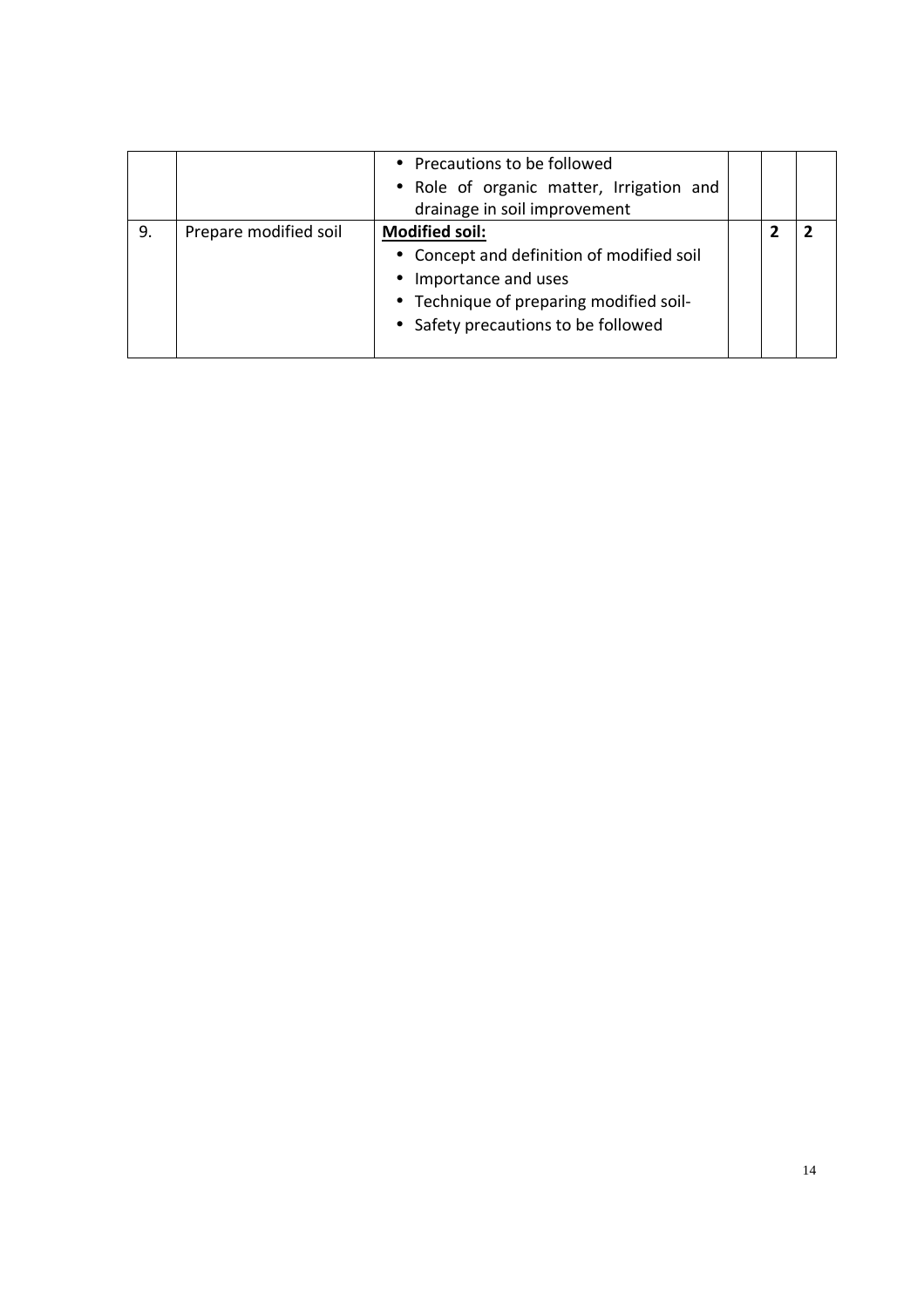|  |  |  |  |  |  |
|---|---|---|---|---|---|
|  |  | • Precautions to be followed<br>• Role of organic matter, Irrigation and drainage in soil improvement |  |  |  |
| 9. | Prepare modified soil | **Modified soil:**<br>• Concept and definition of modified soil<br>• Importance and uses<br>• Technique of preparing modified soil-<br>• Safety precautions to be followed |  | **2** | **2** |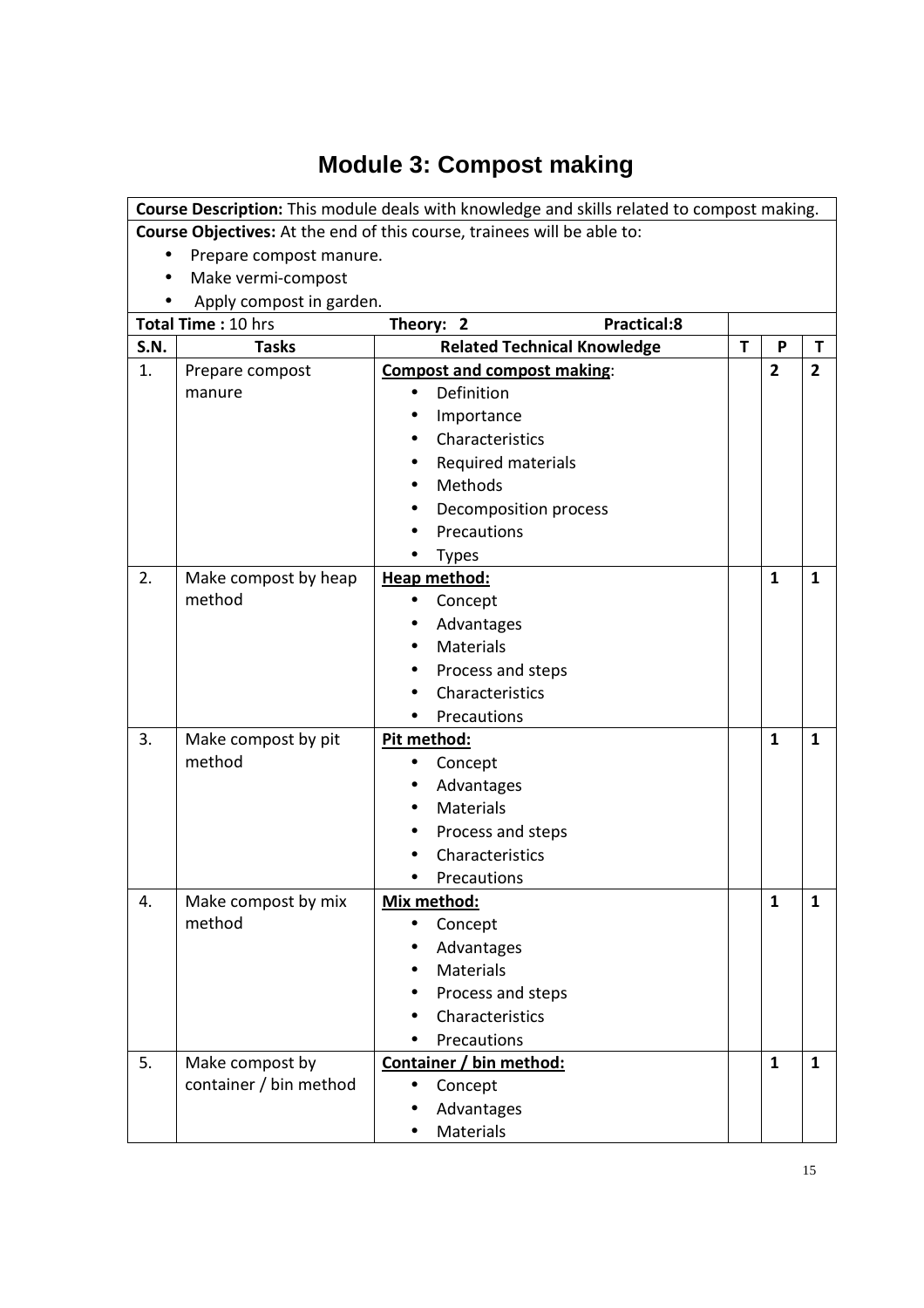# Module 3: Compost making

**Course Description:** This module deals with knowledge and skills related to compost making.

**Course Objectives:** At the end of this course, trainees will be able to:

- Prepare compost manure.
- Make vermi-compost
- Apply compost in garden.

| **Total Time :** 10 hrs | | **Theory: 2** **Practical:8** | | | |
|---|---|---|---|---|---|
| **S.N.** | **Tasks** | **Related Technical Knowledge** | **T** | **P** | **T** |
| 1. | Prepare compost manure | **Compost and compost making**:<br>• Definition<br>• Importance<br>• Characteristics<br>• Required materials<br>• Methods<br>• Decomposition process<br>• Precautions<br>• Types | | **2** | **2** |
| 2. | Make compost by heap method | **Heap method:**<br>• Concept<br>• Advantages<br>• Materials<br>• Process and steps<br>• Characteristics<br>• Precautions | | **1** | **1** |
| 3. | Make compost by pit method | **Pit method:**<br>• Concept<br>• Advantages<br>• Materials<br>• Process and steps<br>• Characteristics<br>• Precautions | | **1** | **1** |
| 4. | Make compost by mix method | **Mix method:**<br>• Concept<br>• Advantages<br>• Materials<br>• Process and steps<br>• Characteristics<br>• Precautions | | **1** | **1** |
| 5. | Make compost by container / bin method | **Container / bin method:**<br>• Concept<br>• Advantages<br>• Materials | | **1** | **1** |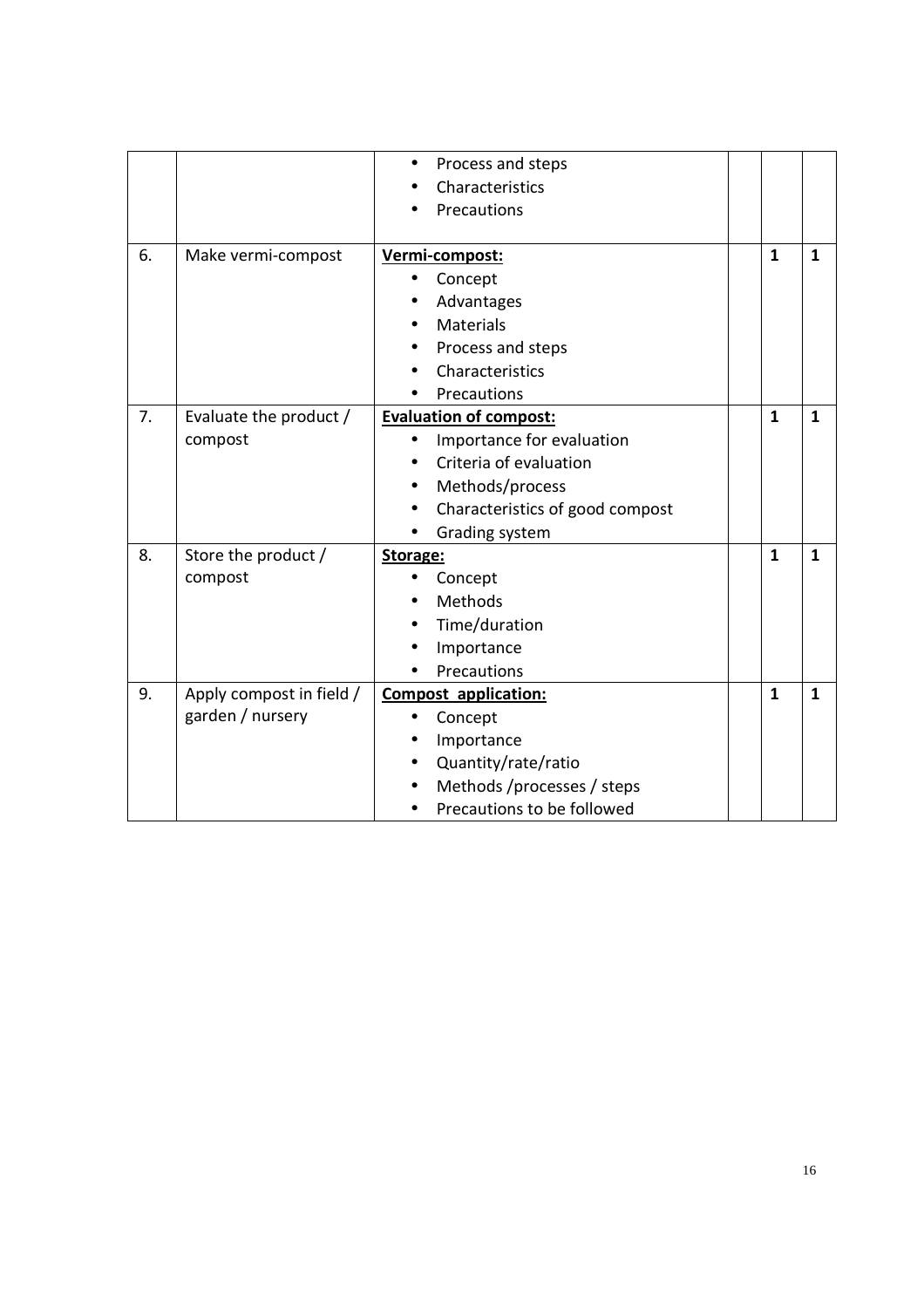| | | | | | |
|---|---|---|---|---|---|
| | | • Process and steps<br>• Characteristics<br>• Precautions | | | |
| 6. | Make vermi-compost | **Vermi-compost:**<br>• Concept<br>• Advantages<br>• Materials<br>• Process and steps<br>• Characteristics<br>• Precautions | | **1** | **1** |
| 7. | Evaluate the product / compost | **Evaluation of compost:**<br>• Importance for evaluation<br>• Criteria of evaluation<br>• Methods/process<br>• Characteristics of good compost<br>• Grading system | | **1** | **1** |
| 8. | Store the product / compost | **Storage:**<br>• Concept<br>• Methods<br>• Time/duration<br>• Importance<br>• Precautions | | **1** | **1** |
| 9. | Apply compost in field / garden / nursery | **Compost application:**<br>• Concept<br>• Importance<br>• Quantity/rate/ratio<br>• Methods /processes / steps<br>• Precautions to be followed | | **1** | **1** |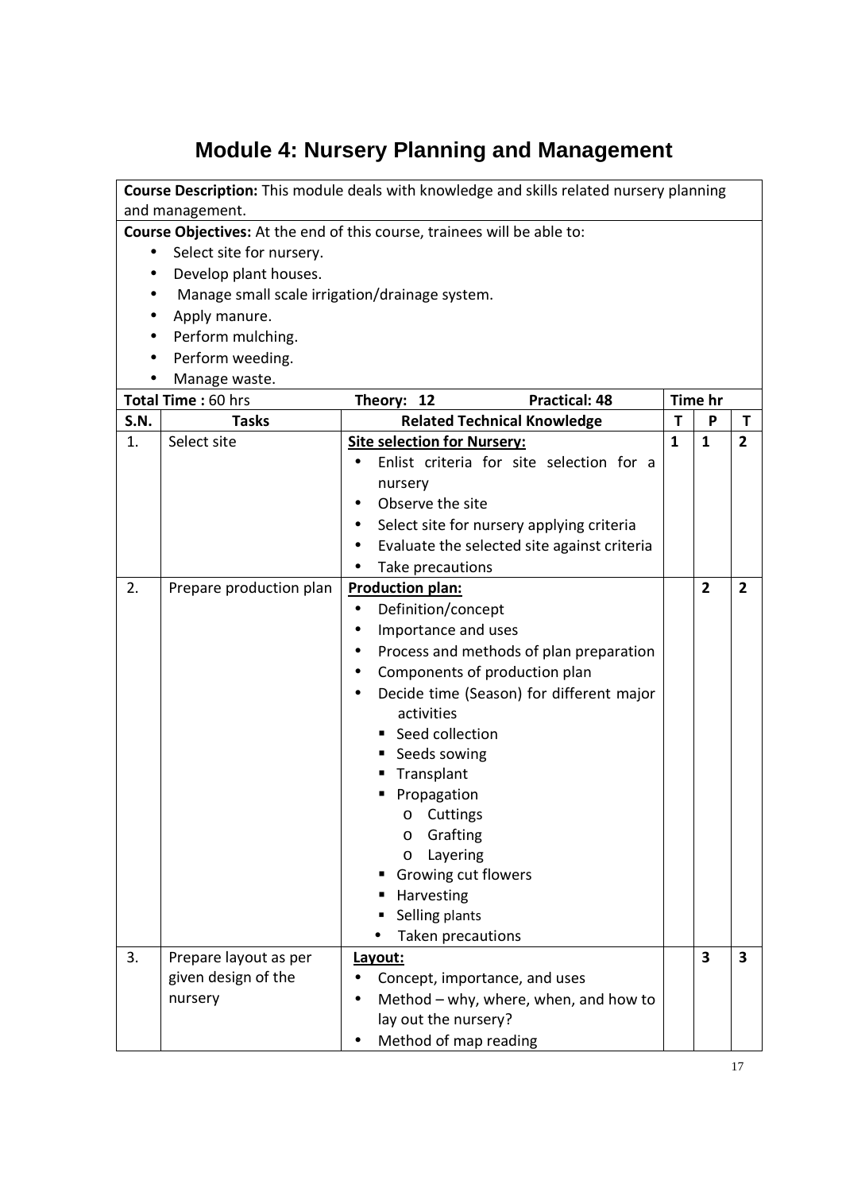# Module 4: Nursery Planning and Management

**Course Description:** This module deals with knowledge and skills related nursery planning and management.

**Course Objectives:** At the end of this course, trainees will be able to:

- Select site for nursery.
- Develop plant houses.
- Manage small scale irrigation/drainage system.
- Apply manure.
- Perform mulching.
- Perform weeding.
- Manage waste.

| **Total Time :** 60 hrs | | **Theory: 12** **Practical: 48** | **Time hr** | | |
|---|---|---|---|---|---|
| **S.N.** | **Tasks** | **Related Technical Knowledge** | **T** | **P** | **T** |
| 1. | Select site | **<u>Site selection for Nursery:</u>**<br>• Enlist criteria for site selection for a nursery<br>• Observe the site<br>• Select site for nursery applying criteria<br>• Evaluate the selected site against criteria<br>• Take precautions | **1** | **1** | **2** |
| 2. | Prepare production plan | **<u>Production plan:</u>**<br>• Definition/concept<br>• Importance and uses<br>• Process and methods of plan preparation<br>• Components of production plan<br>• Decide time (Season) for different major activities<br>  ▪ Seed collection<br>  ▪ Seeds sowing<br>  ▪ Transplant<br>  ▪ Propagation<br>    o Cuttings<br>    o Grafting<br>    o Layering<br>  ▪ Growing cut flowers<br>  ▪ Harvesting<br>  ▪ Selling plants<br>• Taken precautions | | **2** | **2** |
| 3. | Prepare layout as per given design of the nursery | **<u>Layout:</u>**<br>• Concept, importance, and uses<br>• Method – why, where, when, and how to lay out the nursery?<br>• Method of map reading | | **3** | **3** |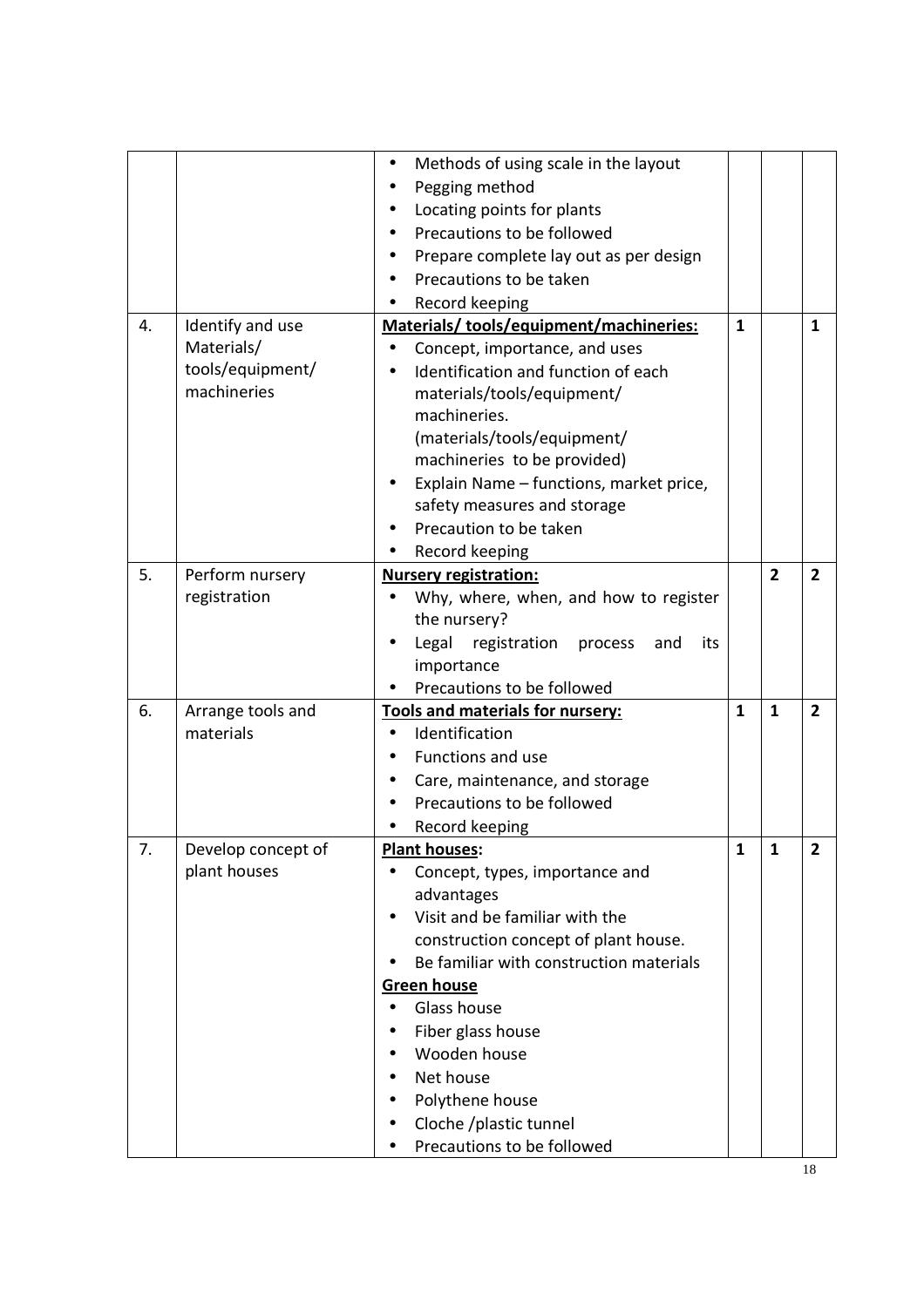| | | | | | |
|---|---|---|---|---|---|
| | | • Methods of using scale in the layout<br>• Pegging method<br>• Locating points for plants<br>• Precautions to be followed<br>• Prepare complete lay out as per design<br>• Precautions to be taken<br>• Record keeping | | | |
| 4. | Identify and use Materials/ tools/equipment/ machineries | **Materials/ tools/equipment/machineries:**<br>• Concept, importance, and uses<br>• Identification and function of each materials/tools/equipment/ machineries. (materials/tools/equipment/ machineries to be provided)<br>• Explain Name – functions, market price, safety measures and storage<br>• Precaution to be taken<br>• Record keeping | 1 | | 1 |
| 5. | Perform nursery registration | **Nursery registration:**<br>• Why, where, when, and how to register the nursery?<br>• Legal registration process and its importance<br>• Precautions to be followed | | 2 | 2 |
| 6. | Arrange tools and materials | **Tools and materials for nursery:**<br>• Identification<br>• Functions and use<br>• Care, maintenance, and storage<br>• Precautions to be followed<br>• Record keeping | 1 | 1 | 2 |
| 7. | Develop concept of plant houses | **Plant houses:**<br>• Concept, types, importance and advantages<br>• Visit and be familiar with the construction concept of plant house.<br>• Be familiar with construction materials<br>**Green house**<br>• Glass house<br>• Fiber glass house<br>• Wooden house<br>• Net house<br>• Polythene house<br>• Cloche /plastic tunnel<br>• Precautions to be followed | 1 | 1 | 2 |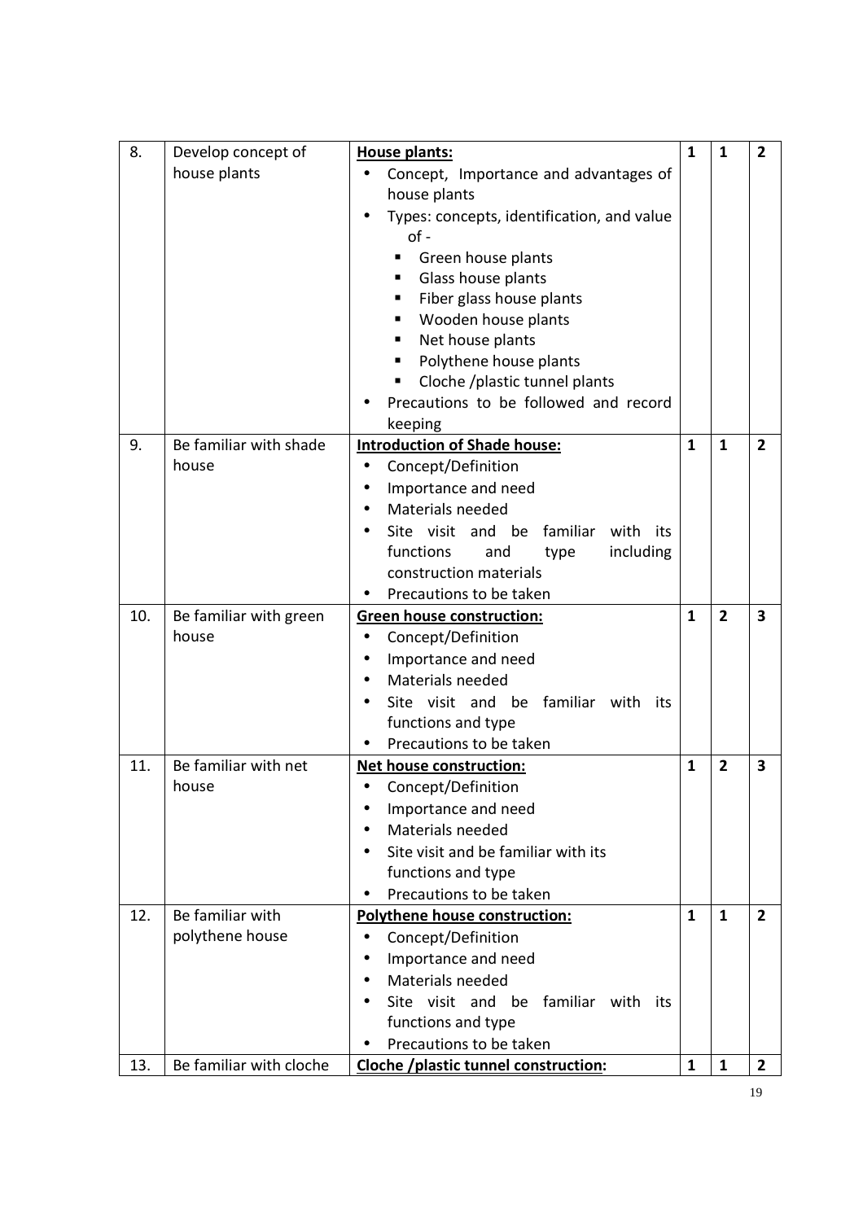| 8. | Develop concept of house plants | **House plants:**<br>• Concept, Importance and advantages of house plants<br>• Types: concepts, identification, and value of -<br>▪ Green house plants<br>▪ Glass house plants<br>▪ Fiber glass house plants<br>▪ Wooden house plants<br>▪ Net house plants<br>▪ Polythene house plants<br>▪ Cloche /plastic tunnel plants<br>• Precautions to be followed and record keeping | **1** | **1** | **2** |
|---|---|---|---|---|---|
| 9. | Be familiar with shade house | **Introduction of Shade house:**<br>• Concept/Definition<br>• Importance and need<br>• Materials needed<br>• Site visit and be familiar with its functions and type including construction materials<br>• Precautions to be taken | **1** | **1** | **2** |
| 10. | Be familiar with green house | **Green house construction:**<br>• Concept/Definition<br>• Importance and need<br>• Materials needed<br>• Site visit and be familiar with its functions and type<br>• Precautions to be taken | **1** | **2** | **3** |
| 11. | Be familiar with net house | **Net house construction:**<br>• Concept/Definition<br>• Importance and need<br>• Materials needed<br>• Site visit and be familiar with its functions and type<br>• Precautions to be taken | **1** | **2** | **3** |
| 12. | Be familiar with polythene house | **Polythene house construction:**<br>• Concept/Definition<br>• Importance and need<br>• Materials needed<br>• Site visit and be familiar with its functions and type<br>• Precautions to be taken | **1** | **1** | **2** |
| 13. | Be familiar with cloche | **Cloche /plastic tunnel construction:** | **1** | **1** | **2** |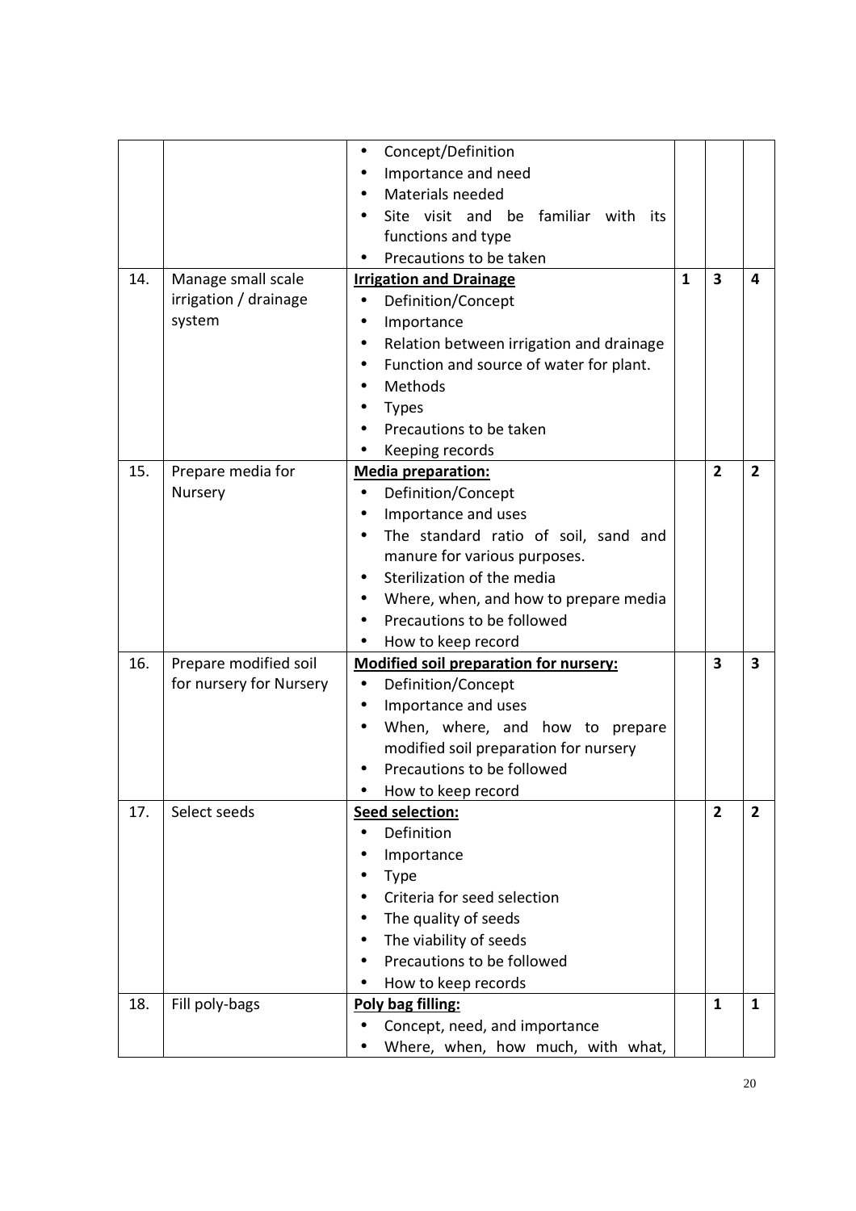|  |  |  |  |  |  |
|---|---|---|---|---|---|
|  |  | • Concept/Definition<br>• Importance and need<br>• Materials needed<br>• Site visit and be familiar with its functions and type<br>• Precautions to be taken |  |  |  |
| 14. | Manage small scale irrigation / drainage system | **Irrigation and Drainage**<br>• Definition/Concept<br>• Importance<br>• Relation between irrigation and drainage<br>• Function and source of water for plant.<br>• Methods<br>• Types<br>• Precautions to be taken<br>• Keeping records | **1** | **3** | **4** |
| 15. | Prepare media for Nursery | **Media preparation:**<br>• Definition/Concept<br>• Importance and uses<br>• The standard ratio of soil, sand and manure for various purposes.<br>• Sterilization of the media<br>• Where, when, and how to prepare media<br>• Precautions to be followed<br>• How to keep record |  | **2** | **2** |
| 16. | Prepare modified soil for nursery for Nursery | **Modified soil preparation for nursery:**<br>• Definition/Concept<br>• Importance and uses<br>• When, where, and how to prepare modified soil preparation for nursery<br>• Precautions to be followed<br>• How to keep record |  | **3** | **3** |
| 17. | Select seeds | **Seed selection:**<br>• Definition<br>• Importance<br>• Type<br>• Criteria for seed selection<br>• The quality of seeds<br>• The viability of seeds<br>• Precautions to be followed<br>• How to keep records |  | **2** | **2** |
| 18. | Fill poly-bags | **Poly bag filling:**<br>• Concept, need, and importance<br>• Where, when, how much, with what, |  | **1** | **1** |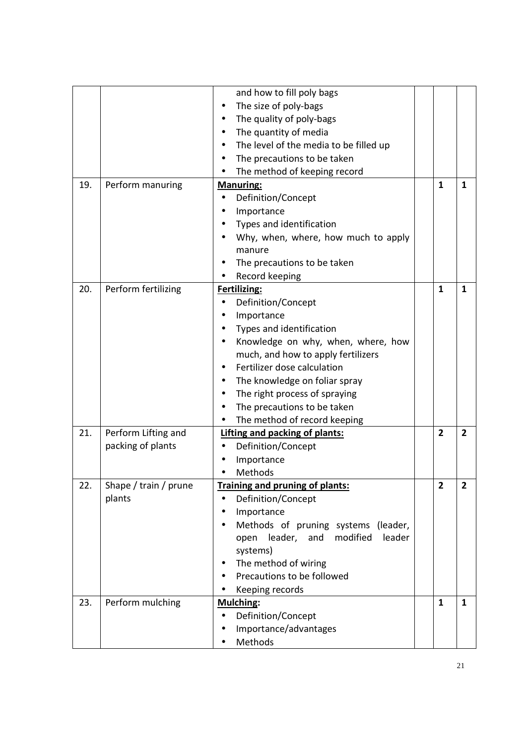| | | | | | |
|---|---|---|---|---|---|
| | | and how to fill poly bags<br>• The size of poly-bags<br>• The quality of poly-bags<br>• The quantity of media<br>• The level of the media to be filled up<br>• The precautions to be taken<br>• The method of keeping record | | | |
| 19. | Perform manuring | **Manuring:**<br>• Definition/Concept<br>• Importance<br>• Types and identification<br>• Why, when, where, how much to apply manure<br>• The precautions to be taken<br>• Record keeping | | **1** | **1** |
| 20. | Perform fertilizing | **Fertilizing:**<br>• Definition/Concept<br>• Importance<br>• Types and identification<br>• Knowledge on why, when, where, how much, and how to apply fertilizers<br>• Fertilizer dose calculation<br>• The knowledge on foliar spray<br>• The right process of spraying<br>• The precautions to be taken<br>• The method of record keeping | | **1** | **1** |
| 21. | Perform Lifting and packing of plants | **Lifting and packing of plants:**<br>• Definition/Concept<br>• Importance<br>• Methods | | **2** | **2** |
| 22. | Shape / train / prune plants | **Training and pruning of plants:**<br>• Definition/Concept<br>• Importance<br>• Methods of pruning systems (leader, open leader, and modified leader systems)<br>• The method of wiring<br>• Precautions to be followed<br>• Keeping records | | **2** | **2** |
| 23. | Perform mulching | **Mulching:**<br>• Definition/Concept<br>• Importance/advantages<br>• Methods | | **1** | **1** |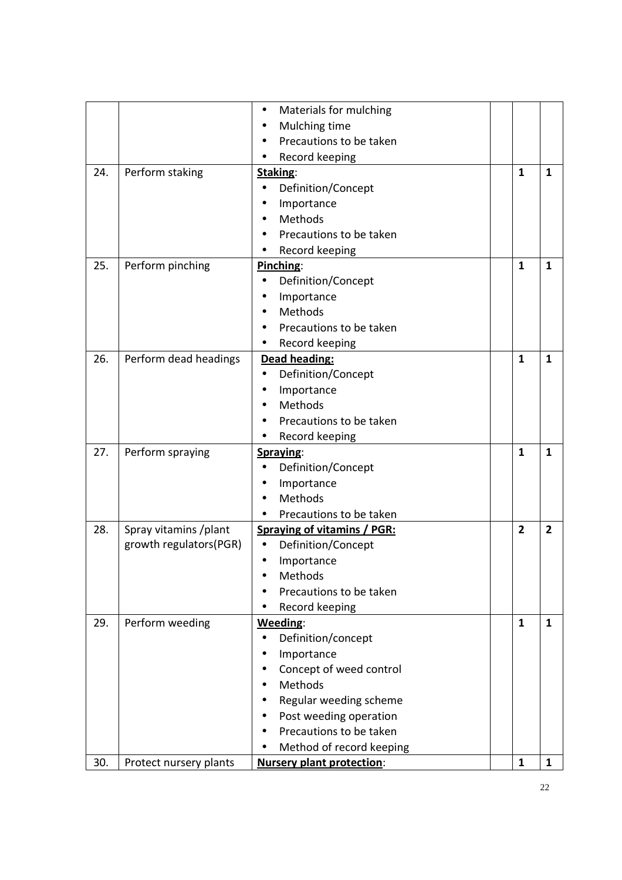| | | | | | |
|---|---|---|---|---|---|
| | | • Materials for mulching<br>• Mulching time<br>• Precautions to be taken<br>• Record keeping | | | |
| 24. | Perform staking | **Staking**:<br>• Definition/Concept<br>• Importance<br>• Methods<br>• Precautions to be taken<br>• Record keeping | | **1** | **1** |
| 25. | Perform pinching | **Pinching**:<br>• Definition/Concept<br>• Importance<br>• Methods<br>• Precautions to be taken<br>• Record keeping | | **1** | **1** |
| 26. | Perform dead headings | **Dead heading:**<br>• Definition/Concept<br>• Importance<br>• Methods<br>• Precautions to be taken<br>• Record keeping | | **1** | **1** |
| 27. | Perform spraying | **Spraying**:<br>• Definition/Concept<br>• Importance<br>• Methods<br>• Precautions to be taken | | **1** | **1** |
| 28. | Spray vitamins /plant growth regulators(PGR) | **Spraying of vitamins / PGR:**<br>• Definition/Concept<br>• Importance<br>• Methods<br>• Precautions to be taken<br>• Record keeping | | **2** | **2** |
| 29. | Perform weeding | **Weeding**:<br>• Definition/concept<br>• Importance<br>• Concept of weed control<br>• Methods<br>• Regular weeding scheme<br>• Post weeding operation<br>• Precautions to be taken<br>• Method of record keeping | | **1** | **1** |
| 30. | Protect nursery plants | **Nursery plant protection**: | | **1** | **1** |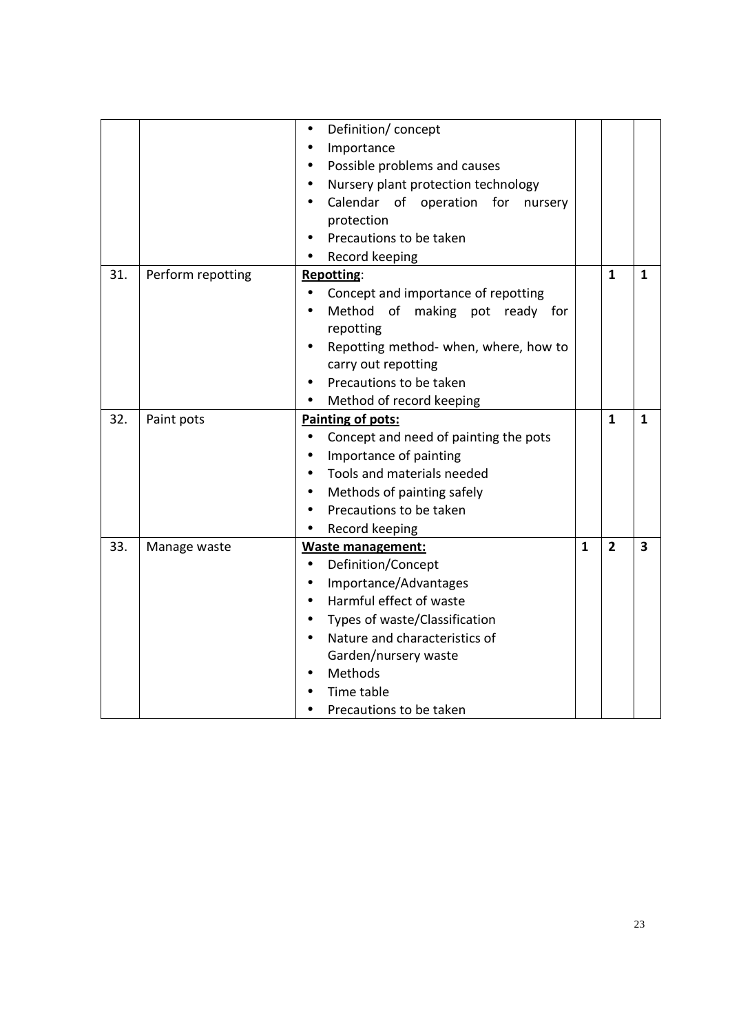| | | | | | |
|---|---|---|---|---|---|
| | | • Definition/ concept<br>• Importance<br>• Possible problems and causes<br>• Nursery plant protection technology<br>• Calendar of operation for nursery protection<br>• Precautions to be taken<br>• Record keeping | | | |
| 31. | Perform repotting | **Repotting**:<br>• Concept and importance of repotting<br>• Method of making pot ready for repotting<br>• Repotting method- when, where, how to carry out repotting<br>• Precautions to be taken<br>• Method of record keeping | | **1** | **1** |
| 32. | Paint pots | **Painting of pots:**<br>• Concept and need of painting the pots<br>• Importance of painting<br>• Tools and materials needed<br>• Methods of painting safely<br>• Precautions to be taken<br>• Record keeping | | **1** | **1** |
| 33. | Manage waste | **Waste management:**<br>• Definition/Concept<br>• Importance/Advantages<br>• Harmful effect of waste<br>• Types of waste/Classification<br>• Nature and characteristics of Garden/nursery waste<br>• Methods<br>• Time table<br>• Precautions to be taken | **1** | **2** | **3** |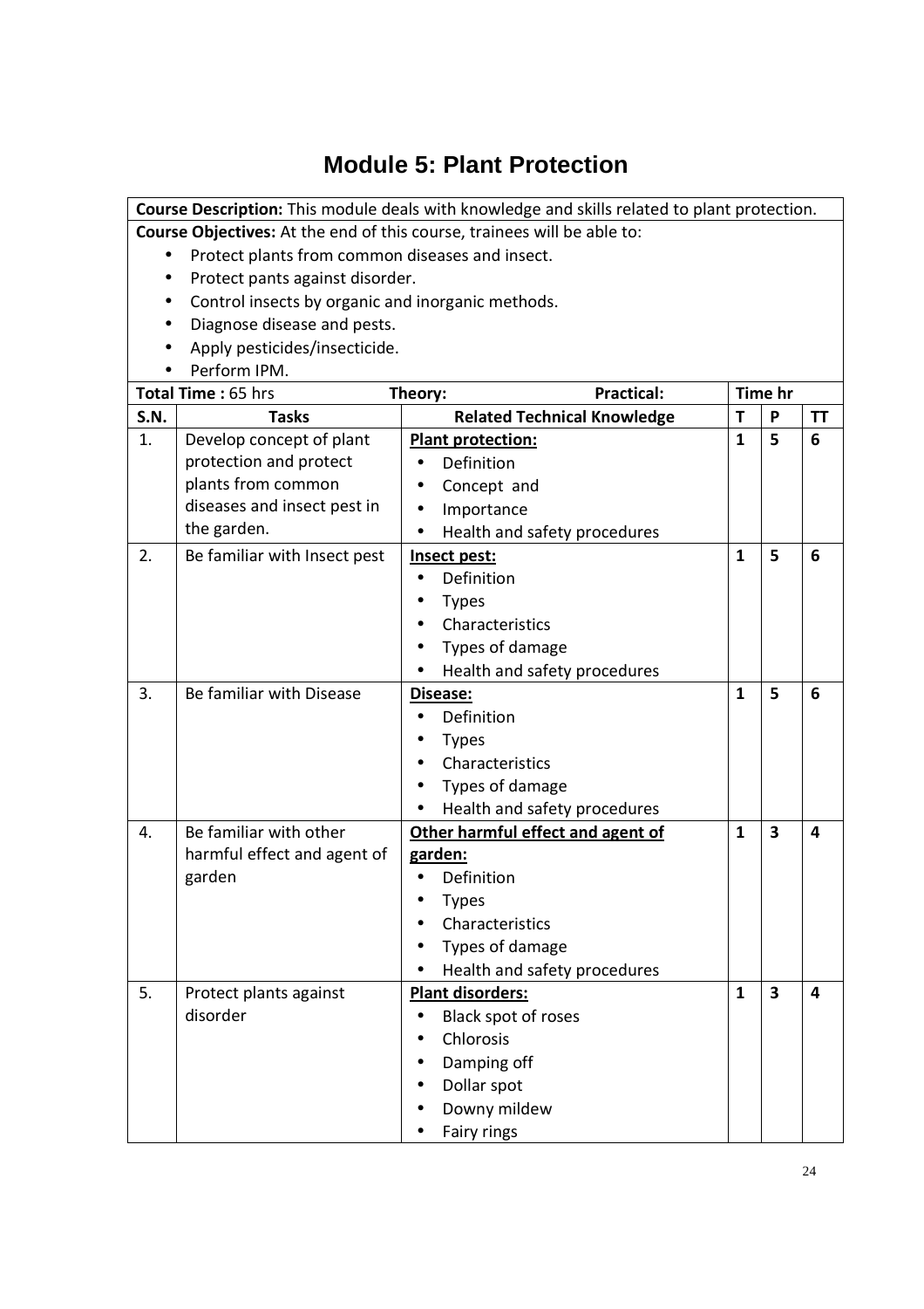# Module 5: Plant Protection

**Course Description:** This module deals with knowledge and skills related to plant protection.

**Course Objectives:** At the end of this course, trainees will be able to:

- Protect plants from common diseases and insect.
- Protect pants against disorder.
- Control insects by organic and inorganic methods.
- Diagnose disease and pests.
- Apply pesticides/insecticide.
- Perform IPM.

**Total Time :** 65 hrs **Theory:** **Practical:**

| S.N. | Tasks | Related Technical Knowledge | T | P | TT |
|---|---|---|---|---|---|
| 1. | Develop concept of plant protection and protect plants from common diseases and insect pest in the garden. | **Plant protection:**<br>• Definition<br>• Concept and<br>• Importance<br>• Health and safety procedures | **1** | **5** | **6** |
| 2. | Be familiar with Insect pest | **Insect pest:**<br>• Definition<br>• Types<br>• Characteristics<br>• Types of damage<br>• Health and safety procedures | **1** | **5** | **6** |
| 3. | Be familiar with Disease | **Disease:**<br>• Definition<br>• Types<br>• Characteristics<br>• Types of damage<br>• Health and safety procedures | **1** | **5** | **6** |
| 4. | Be familiar with other harmful effect and agent of garden | **Other harmful effect and agent of garden:**<br>• Definition<br>• Types<br>• Characteristics<br>• Types of damage<br>• Health and safety procedures | **1** | **3** | **4** |
| 5. | Protect plants against disorder | **Plant disorders:**<br>• Black spot of roses<br>• Chlorosis<br>• Damping off<br>• Dollar spot<br>• Downy mildew<br>• Fairy rings | **1** | **3** | **4** |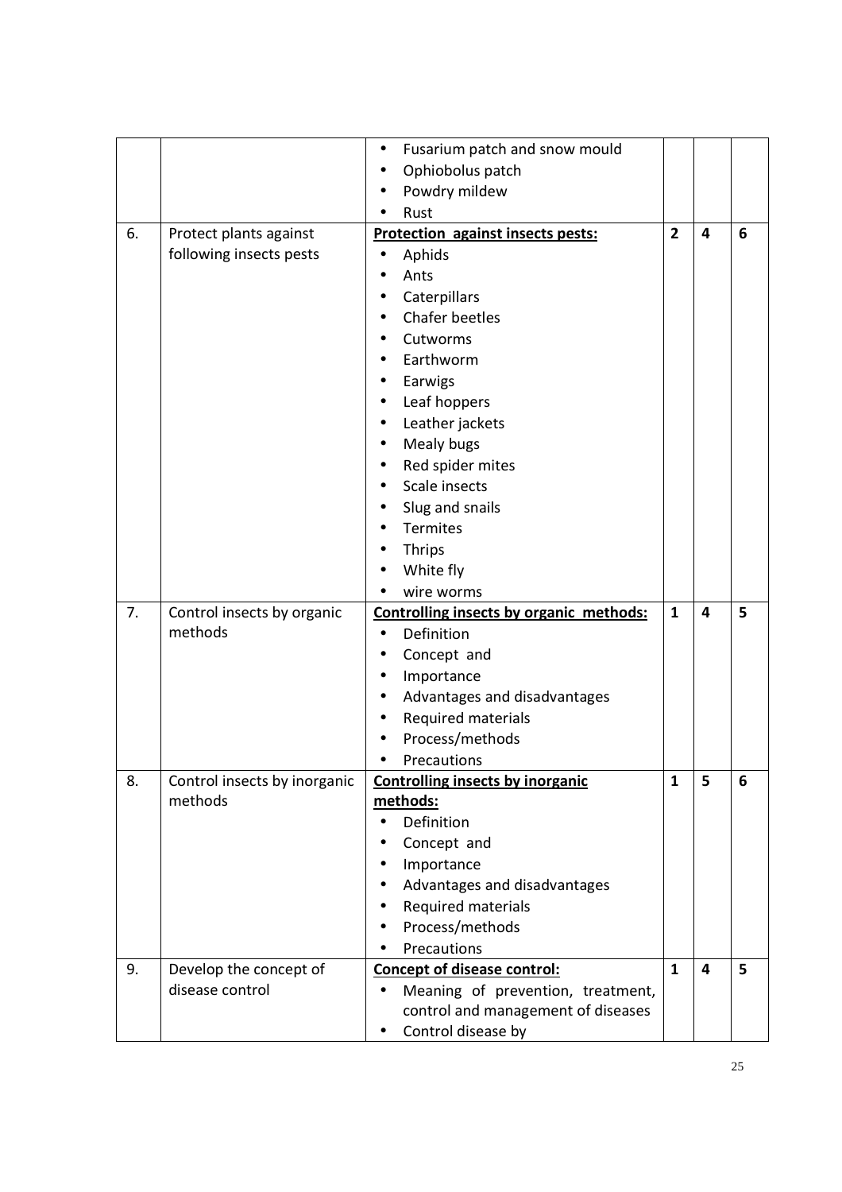| | | | | | |
|---|---|---|---|---|---|
| | | • Fusarium patch and snow mould<br>• Ophiobolus patch<br>• Powdry mildew<br>• Rust | | | |
| 6. | Protect plants against following insects pests | **Protection against insects pests:**<br>• Aphids<br>• Ants<br>• Caterpillars<br>• Chafer beetles<br>• Cutworms<br>• Earthworm<br>• Earwigs<br>• Leaf hoppers<br>• Leather jackets<br>• Mealy bugs<br>• Red spider mites<br>• Scale insects<br>• Slug and snails<br>• Termites<br>• Thrips<br>• White fly<br>• wire worms | **2** | **4** | **6** |
| 7. | Control insects by organic methods | **Controlling insects by organic methods:**<br>• Definition<br>• Concept and<br>• Importance<br>• Advantages and disadvantages<br>• Required materials<br>• Process/methods<br>• Precautions | **1** | **4** | **5** |
| 8. | Control insects by inorganic methods | **Controlling insects by inorganic methods:**<br>• Definition<br>• Concept and<br>• Importance<br>• Advantages and disadvantages<br>• Required materials<br>• Process/methods<br>• Precautions | **1** | **5** | **6** |
| 9. | Develop the concept of disease control | **Concept of disease control:**<br>• Meaning of prevention, treatment, control and management of diseases<br>• Control disease by | **1** | **4** | **5** |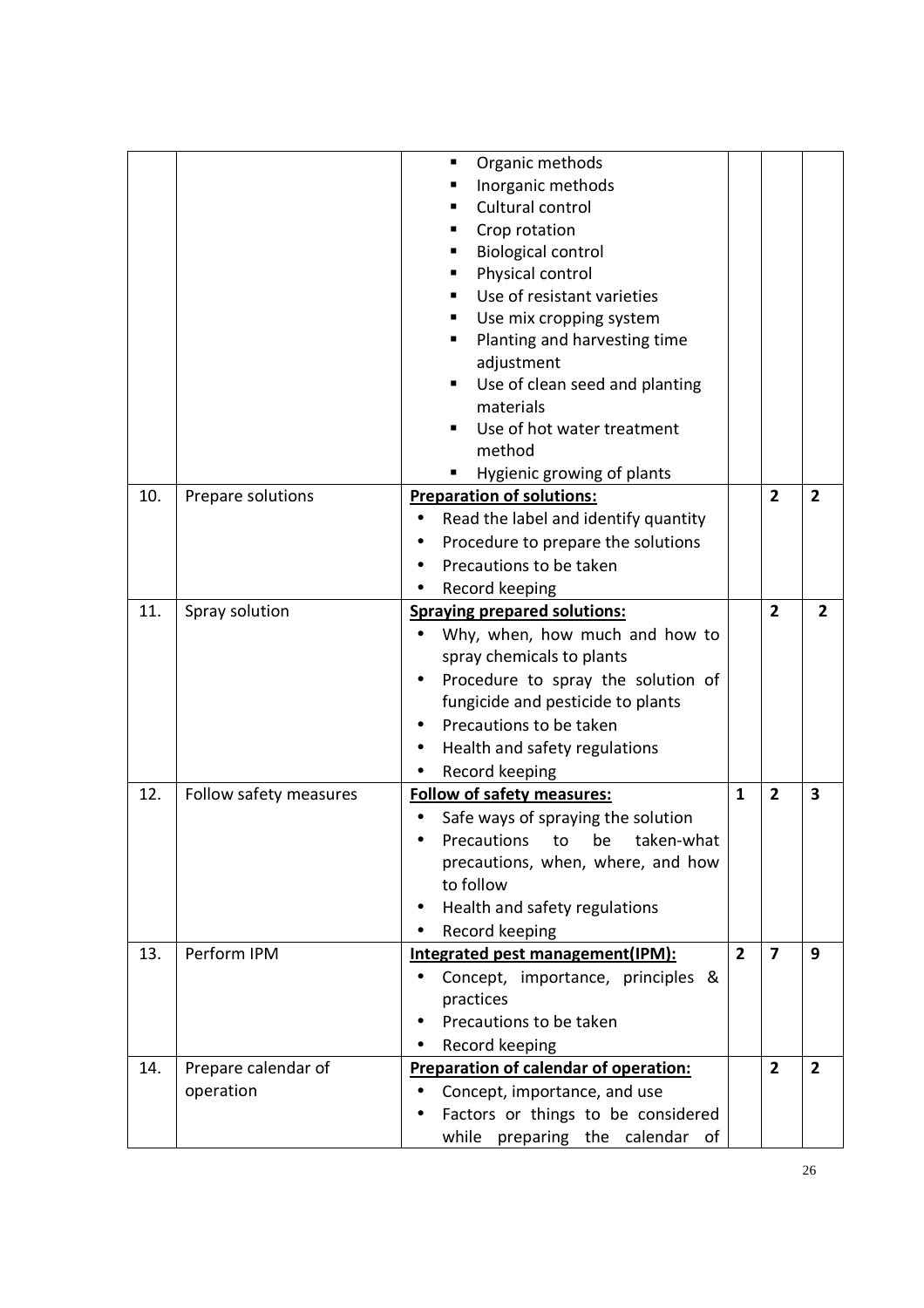| | | | | | |
|---|---|---|---|---|---|
| | | ▪ Organic methods<br>▪ Inorganic methods<br>▪ Cultural control<br>▪ Crop rotation<br>▪ Biological control<br>▪ Physical control<br>▪ Use of resistant varieties<br>▪ Use mix cropping system<br>▪ Planting and harvesting time adjustment<br>▪ Use of clean seed and planting materials<br>▪ Use of hot water treatment method<br>▪ Hygienic growing of plants | | | |
| 10. | Prepare solutions | **Preparation of solutions:**<br>• Read the label and identify quantity<br>• Procedure to prepare the solutions<br>• Precautions to be taken<br>• Record keeping | | **2** | **2** |
| 11. | Spray solution | **Spraying prepared solutions:**<br>• Why, when, how much and how to spray chemicals to plants<br>• Procedure to spray the solution of fungicide and pesticide to plants<br>• Precautions to be taken<br>• Health and safety regulations<br>• Record keeping | | **2** | **2** |
| 12. | Follow safety measures | **Follow of safety measures:**<br>• Safe ways of spraying the solution<br>• Precautions to be taken-what precautions, when, where, and how to follow<br>• Health and safety regulations<br>• Record keeping | **1** | **2** | **3** |
| 13. | Perform IPM | **Integrated pest management(IPM):**<br>• Concept, importance, principles & practices<br>• Precautions to be taken<br>• Record keeping | **2** | **7** | **9** |
| 14. | Prepare calendar of operation | **Preparation of calendar of operation:**<br>• Concept, importance, and use<br>• Factors or things to be considered while preparing the calendar of | | **2** | **2** |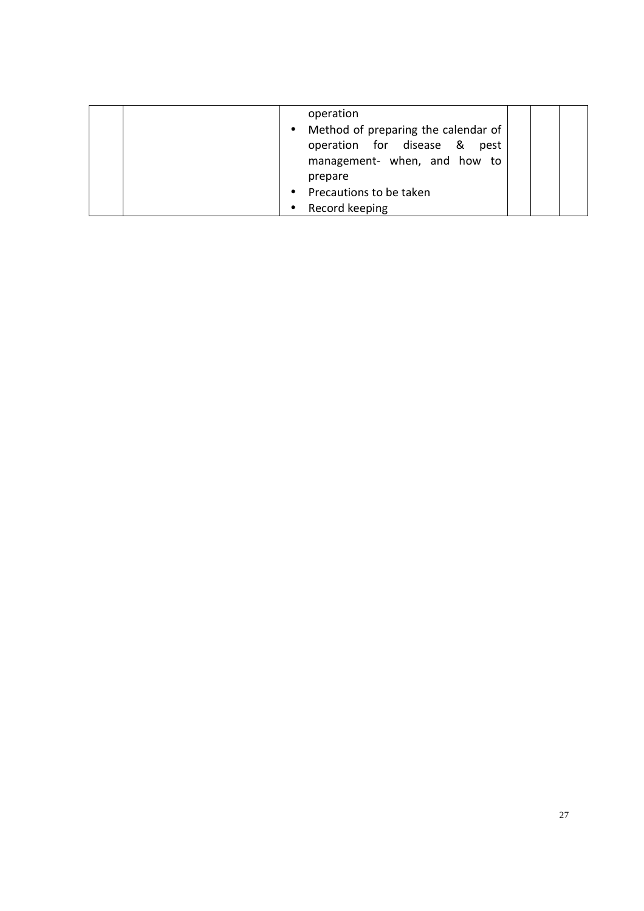| | | operation<br>• Method of preparing the calendar of operation for disease & pest management- when, and how to prepare<br>• Precautions to be taken<br>• Record keeping | | | |
|---|---|---|---|---|---|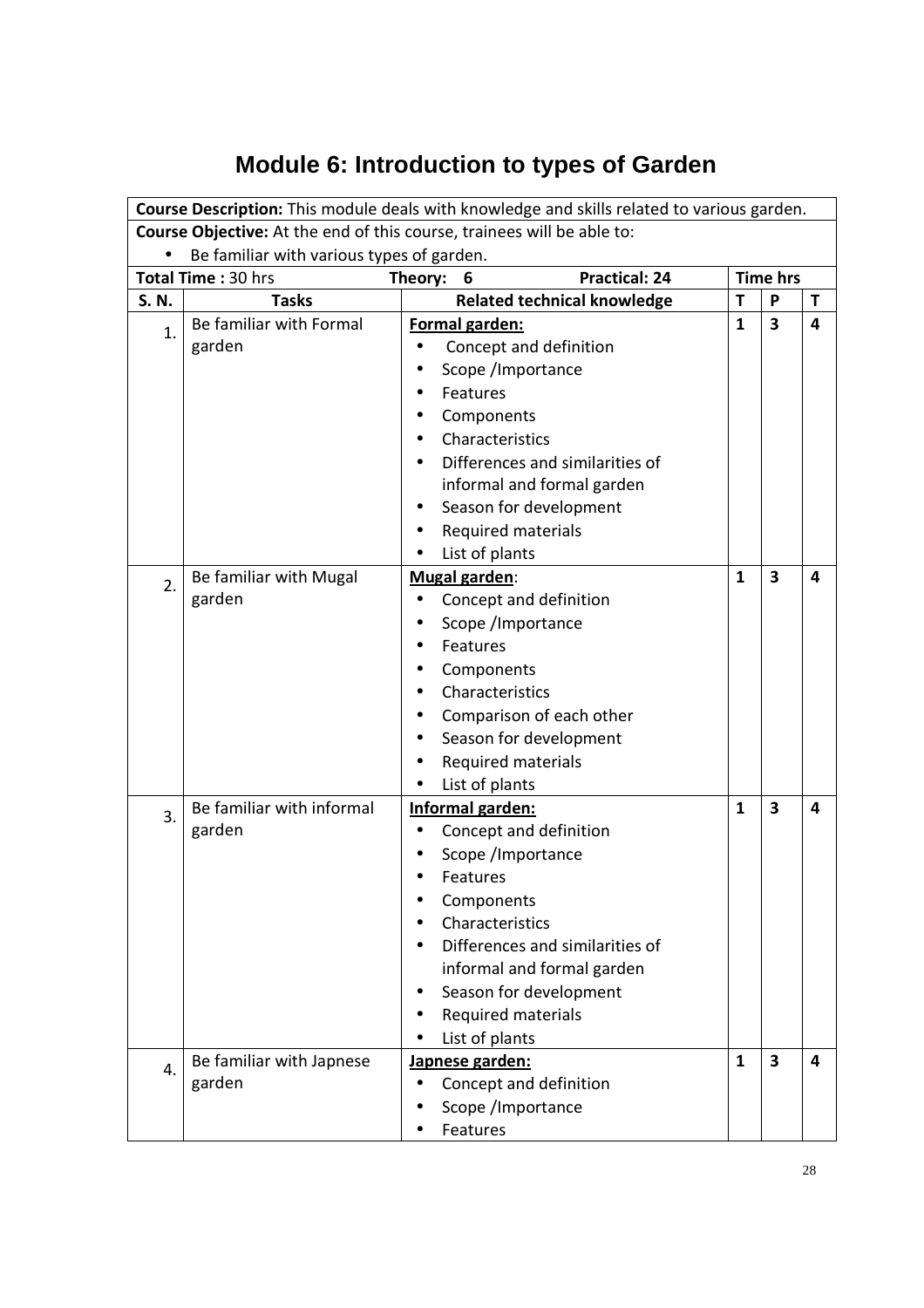# Module 6: Introduction to types of Garden

| **Course Description:** This module deals with knowledge and skills related to various garden. | | | | | |
|---|---|---|---|---|---|
| **Course Objective:** At the end of this course, trainees will be able to:<br>• Be familiar with various types of garden. | | | | | |
| **Total Time :** 30 hrs | **Theory: 6** **Practical: 24** | | **Time hrs** | | |
| **S. N.** | **Tasks** | **Related technical knowledge** | **T** | **P** | **T** |
| 1. | Be familiar with Formal garden | **Formal garden:**<br>• Concept and definition<br>• Scope /Importance<br>• Features<br>• Components<br>• Characteristics<br>• Differences and similarities of informal and formal garden<br>• Season for development<br>• Required materials<br>• List of plants | **1** | **3** | **4** |
| 2. | Be familiar with Mugal garden | **Mugal garden**:<br>• Concept and definition<br>• Scope /Importance<br>• Features<br>• Components<br>• Characteristics<br>• Comparison of each other<br>• Season for development<br>• Required materials<br>• List of plants | **1** | **3** | **4** |
| 3. | Be familiar with informal garden | **Informal garden:**<br>• Concept and definition<br>• Scope /Importance<br>• Features<br>• Components<br>• Characteristics<br>• Differences and similarities of informal and formal garden<br>• Season for development<br>• Required materials<br>• List of plants | **1** | **3** | **4** |
| 4. | Be familiar with Japnese garden | **Japnese garden:**<br>• Concept and definition<br>• Scope /Importance<br>• Features | **1** | **3** | **4** |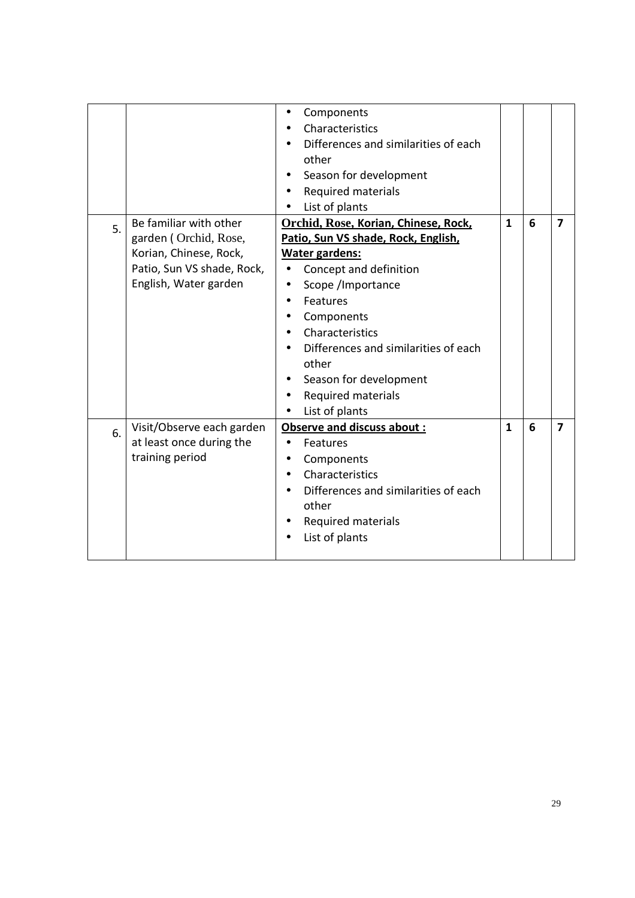| | | | | | |
|---|---|---|---|---|---|
| | | • Components<br>• Characteristics<br>• Differences and similarities of each other<br>• Season for development<br>• Required materials<br>• List of plants | | | |
| 5. | Be familiar with other garden ( Orchid, Rose, Korian, Chinese, Rock, Patio, Sun VS shade, Rock, English, Water garden | **Orchid, Rose, Korian, Chinese, Rock, Patio, Sun VS shade, Rock, English, Water gardens:**<br>• Concept and definition<br>• Scope /Importance<br>• Features<br>• Components<br>• Characteristics<br>• Differences and similarities of each other<br>• Season for development<br>• Required materials<br>• List of plants | **1** | **6** | **7** |
| 6. | Visit/Observe each garden at least once during the training period | **Observe and discuss about :**<br>• Features<br>• Components<br>• Characteristics<br>• Differences and similarities of each other<br>• Required materials<br>• List of plants | **1** | **6** | **7** |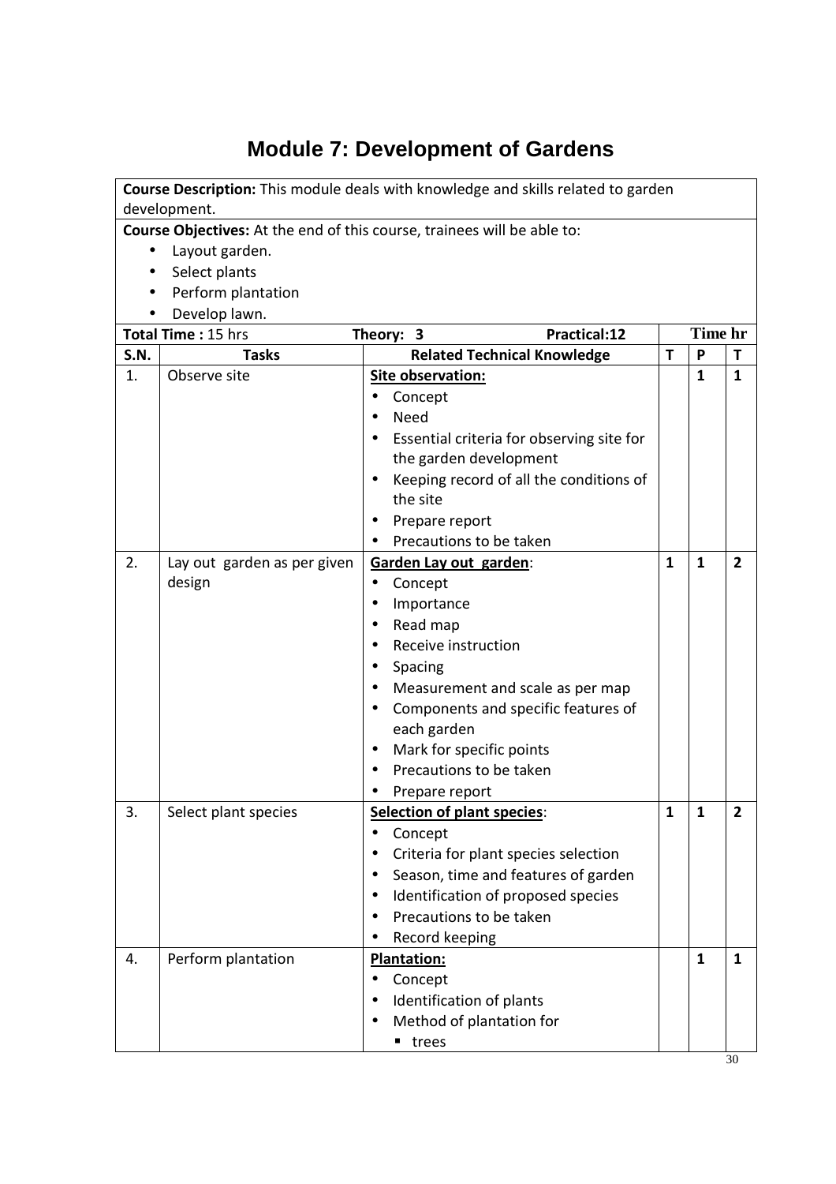# Module 7: Development of Gardens

**Course Description:** This module deals with knowledge and skills related to garden development.

**Course Objectives:** At the end of this course, trainees will be able to:

- Layout garden.
- Select plants
- Perform plantation
- Develop lawn.

| **Total Time :** 15 hrs | | **Theory: 3** &nbsp;&nbsp;&nbsp;&nbsp; **Practical:12** | **Time hr** | | |
|---|---|---|---|---|---|
| **S.N.** | **Tasks** | **Related Technical Knowledge** | **T** | **P** | **T** |
| 1. | Observe site | **Site observation:**<br>• Concept<br>• Need<br>• Essential criteria for observing site for the garden development<br>• Keeping record of all the conditions of the site<br>• Prepare report<br>• Precautions to be taken | | **1** | **1** |
| 2. | Lay out garden as per given design | **Garden Lay out garden**:<br>• Concept<br>• Importance<br>• Read map<br>• Receive instruction<br>• Spacing<br>• Measurement and scale as per map<br>• Components and specific features of each garden<br>• Mark for specific points<br>• Precautions to be taken<br>• Prepare report | **1** | **1** | **2** |
| 3. | Select plant species | **Selection of plant species**:<br>• Concept<br>• Criteria for plant species selection<br>• Season, time and features of garden<br>• Identification of proposed species<br>• Precautions to be taken<br>• Record keeping | **1** | **1** | **2** |
| 4. | Perform plantation | **Plantation:**<br>• Concept<br>• Identification of plants<br>• Method of plantation for<br>&nbsp;&nbsp;▪ trees | | **1** | **1** |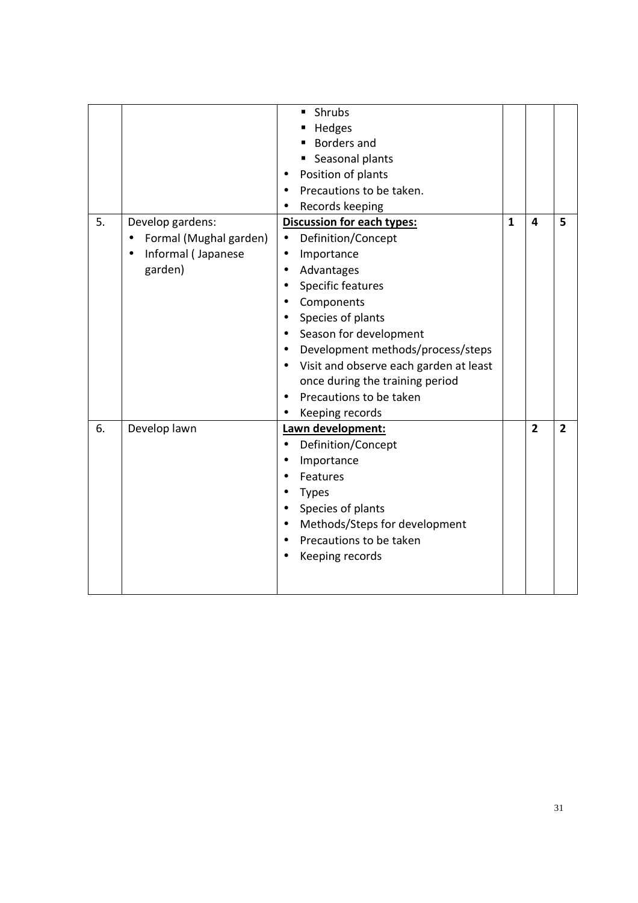| | | | | | |
|---|---|---|---|---|---|
| | | ▪ Shrubs<br>▪ Hedges<br>▪ Borders and<br>▪ Seasonal plants<br>• Position of plants<br>• Precautions to be taken.<br>• Records keeping | | | |
| 5. | Develop gardens:<br>• Formal (Mughal garden)<br>• Informal ( Japanese garden) | **Discussion for each types:**<br>• Definition/Concept<br>• Importance<br>• Advantages<br>• Specific features<br>• Components<br>• Species of plants<br>• Season for development<br>• Development methods/process/steps<br>• Visit and observe each garden at least once during the training period<br>• Precautions to be taken<br>• Keeping records | **1** | **4** | **5** |
| 6. | Develop lawn | **Lawn development:**<br>• Definition/Concept<br>• Importance<br>• Features<br>• Types<br>• Species of plants<br>• Methods/Steps for development<br>• Precautions to be taken<br>• Keeping records | | **2** | **2** |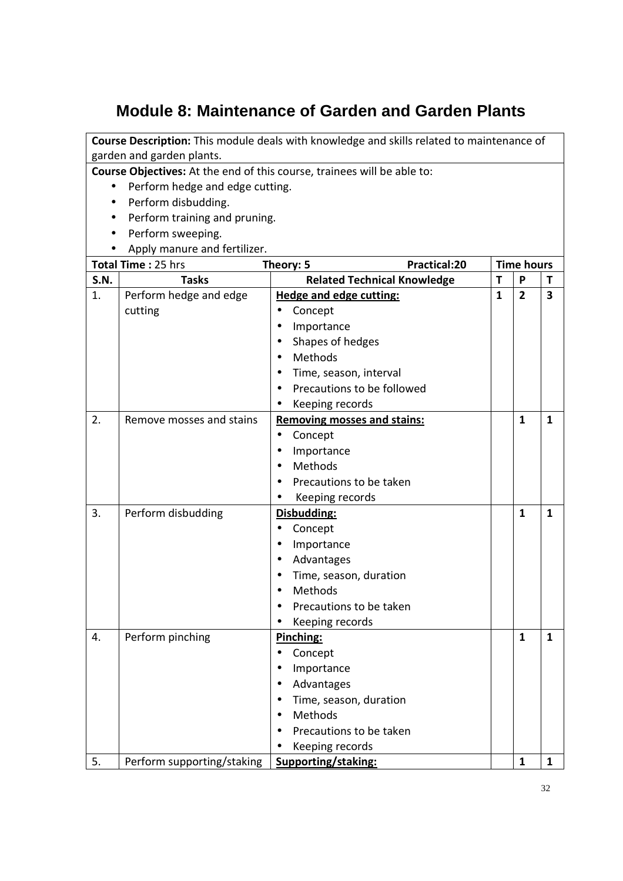# Module 8: Maintenance of Garden and Garden Plants

**Course Description:** This module deals with knowledge and skills related to maintenance of garden and garden plants.

**Course Objectives:** At the end of this course, trainees will be able to:

- Perform hedge and edge cutting.
- Perform disbudding.
- Perform training and pruning.
- Perform sweeping.
- Apply manure and fertilizer.

**Total Time :** 25 hrs | **Theory:** 5 | **Practical:**20

| S.N. | Tasks | Related Technical Knowledge | T | P | T |
|---|---|---|---|---|---|
| 1. | Perform hedge and edge cutting | **Hedge and edge cutting:** <br>• Concept <br>• Importance <br>• Shapes of hedges <br>• Methods <br>• Time, season, interval <br>• Precautions to be followed <br>• Keeping records | 1 | 2 | 3 |
| 2. | Remove mosses and stains | **Removing mosses and stains:** <br>• Concept <br>• Importance <br>• Methods <br>• Precautions to be taken <br>• Keeping records | | 1 | 1 |
| 3. | Perform disbudding | **Disbudding:** <br>• Concept <br>• Importance <br>• Advantages <br>• Time, season, duration <br>• Methods <br>• Precautions to be taken <br>• Keeping records | | 1 | 1 |
| 4. | Perform pinching | **Pinching:** <br>• Concept <br>• Importance <br>• Advantages <br>• Time, season, duration <br>• Methods <br>• Precautions to be taken <br>• Keeping records | | 1 | 1 |
| 5. | Perform supporting/staking | **Supporting/staking:** | | 1 | 1 |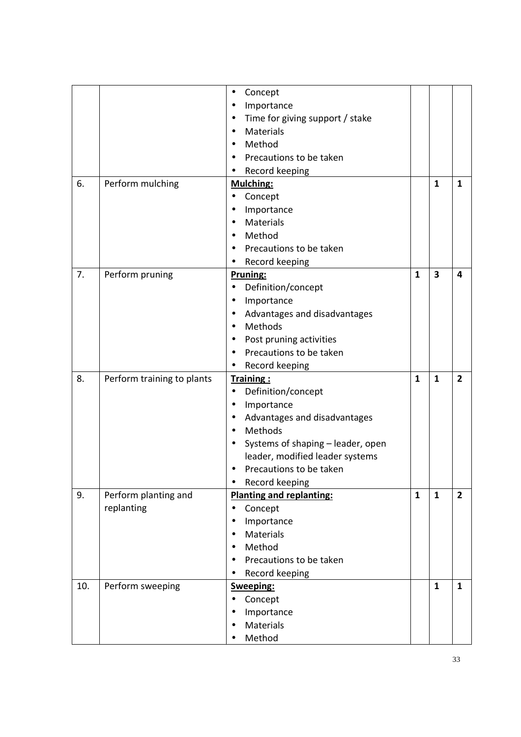|  |  |  |  |  |  |
|---|---|---|---|---|---|
|  |  | • Concept<br>• Importance<br>• Time for giving support / stake<br>• Materials<br>• Method<br>• Precautions to be taken<br>• Record keeping |  |  |  |
| 6. | Perform mulching | **Mulching:**<br>• Concept<br>• Importance<br>• Materials<br>• Method<br>• Precautions to be taken<br>• Record keeping |  | **1** | **1** |
| 7. | Perform pruning | **Pruning:**<br>• Definition/concept<br>• Importance<br>• Advantages and disadvantages<br>• Methods<br>• Post pruning activities<br>• Precautions to be taken<br>• Record keeping | **1** | **3** | **4** |
| 8. | Perform training to plants | **Training :**<br>• Definition/concept<br>• Importance<br>• Advantages and disadvantages<br>• Methods<br>• Systems of shaping – leader, open leader, modified leader systems<br>• Precautions to be taken<br>• Record keeping | **1** | **1** | **2** |
| 9. | Perform planting and replanting | **Planting and replanting:**<br>• Concept<br>• Importance<br>• Materials<br>• Method<br>• Precautions to be taken<br>• Record keeping | **1** | **1** | **2** |
| 10. | Perform sweeping | **Sweeping:**<br>• Concept<br>• Importance<br>• Materials<br>• Method |  | **1** | **1** |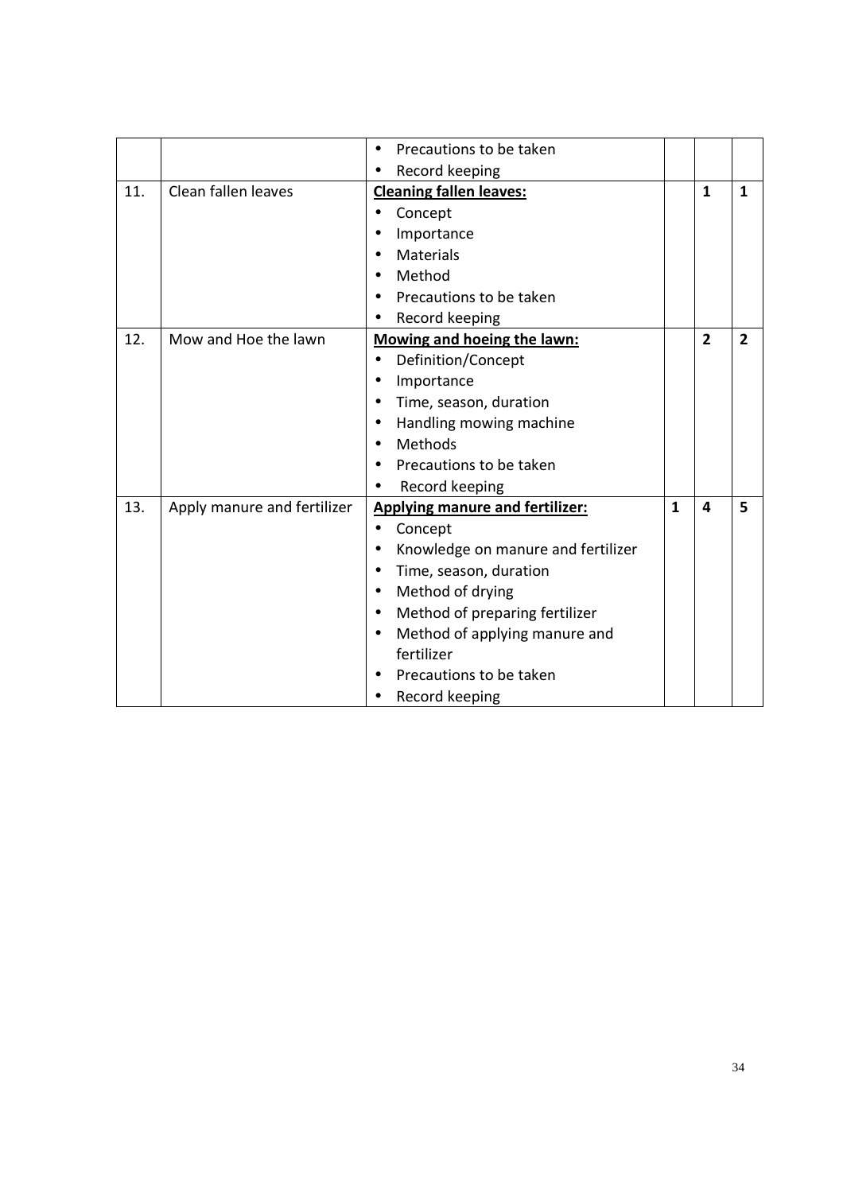| | | | | | |
|---|---|---|---|---|---|
| | | • Precautions to be taken<br>• Record keeping | | | |
| 11. | Clean fallen leaves | **Cleaning fallen leaves:**<br>• Concept<br>• Importance<br>• Materials<br>• Method<br>• Precautions to be taken<br>• Record keeping | | **1** | **1** |
| 12. | Mow and Hoe the lawn | **Mowing and hoeing the lawn:**<br>• Definition/Concept<br>• Importance<br>• Time, season, duration<br>• Handling mowing machine<br>• Methods<br>• Precautions to be taken<br>• Record keeping | | **2** | **2** |
| 13. | Apply manure and fertilizer | **Applying manure and fertilizer:**<br>• Concept<br>• Knowledge on manure and fertilizer<br>• Time, season, duration<br>• Method of drying<br>• Method of preparing fertilizer<br>• Method of applying manure and fertilizer<br>• Precautions to be taken<br>• Record keeping | **1** | **4** | **5** |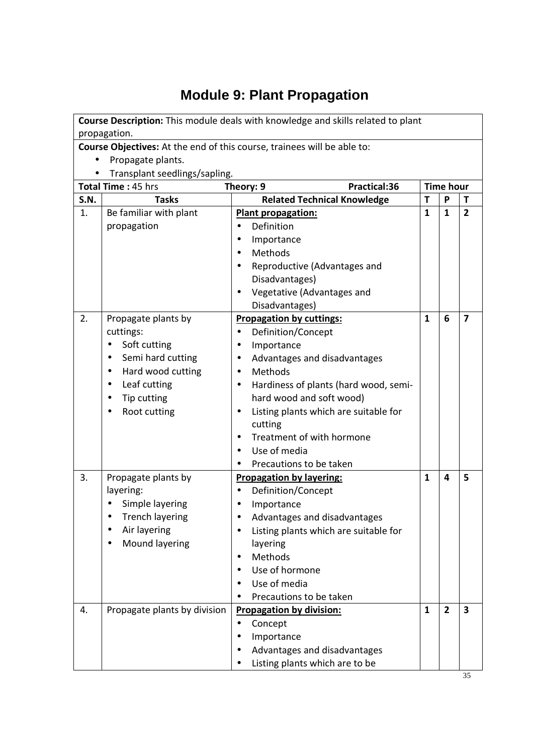# Module 9: Plant Propagation

**Course Description:** This module deals with knowledge and skills related to plant propagation.

**Course Objectives:** At the end of this course, trainees will be able to:

- Propagate plants.
- Transplant seedlings/sapling.

| **Total Time :** 45 hrs | | **Theory: 9** **Practical:36** | **Time hour** | | |
|---|---|---|---|---|---|
| **S.N.** | **Tasks** | **Related Technical Knowledge** | **T** | **P** | **T** |
| 1. | Be familiar with plant propagation | **Plant propagation:**<br>• Definition<br>• Importance<br>• Methods<br>• Reproductive (Advantages and Disadvantages)<br>• Vegetative (Advantages and Disadvantages) | **1** | **1** | **2** |
| 2. | Propagate plants by cuttings:<br>• Soft cutting<br>• Semi hard cutting<br>• Hard wood cutting<br>• Leaf cutting<br>• Tip cutting<br>• Root cutting | **Propagation by cuttings:**<br>• Definition/Concept<br>• Importance<br>• Advantages and disadvantages<br>• Methods<br>• Hardiness of plants (hard wood, semi-hard wood and soft wood)<br>• Listing plants which are suitable for cutting<br>• Treatment of with hormone<br>• Use of media<br>• Precautions to be taken | **1** | **6** | **7** |
| 3. | Propagate plants by layering:<br>• Simple layering<br>• Trench layering<br>• Air layering<br>• Mound layering | **Propagation by layering:**<br>• Definition/Concept<br>• Importance<br>• Advantages and disadvantages<br>• Listing plants which are suitable for layering<br>• Methods<br>• Use of hormone<br>• Use of media<br>• Precautions to be taken | **1** | **4** | **5** |
| 4. | Propagate plants by division | **Propagation by division:**<br>• Concept<br>• Importance<br>• Advantages and disadvantages<br>• Listing plants which are to be | **1** | **2** | **3** |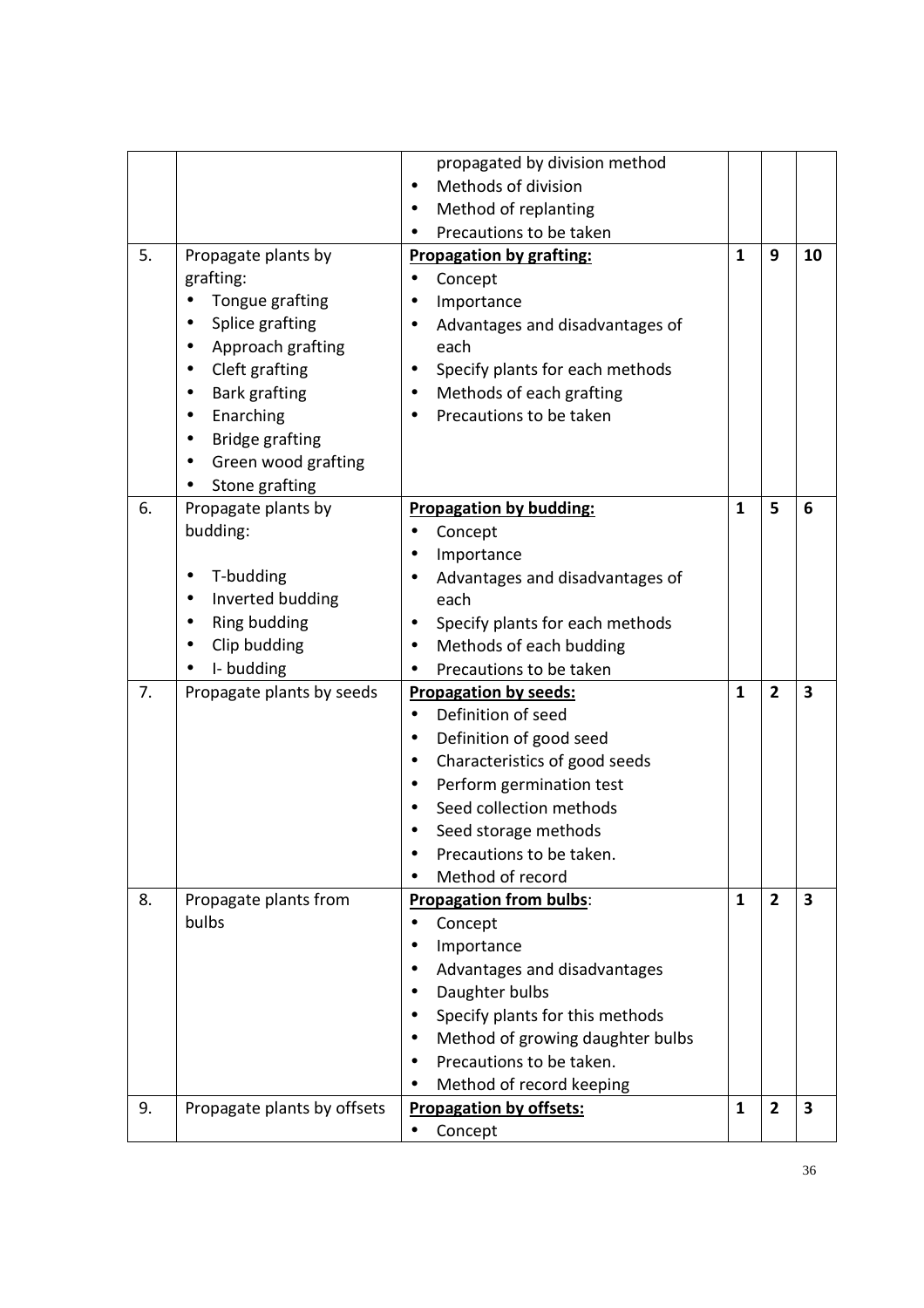| | | | | | |
|---|---|---|---|---|---|
| | | propagated by division method<br>• Methods of division<br>• Method of replanting<br>• Precautions to be taken | | | |
| 5. | Propagate plants by grafting:<br>• Tongue grafting<br>• Splice grafting<br>• Approach grafting<br>• Cleft grafting<br>• Bark grafting<br>• Enarching<br>• Bridge grafting<br>• Green wood grafting<br>• Stone grafting | **<u>Propagation by grafting:</u>**<br>• Concept<br>• Importance<br>• Advantages and disadvantages of each<br>• Specify plants for each methods<br>• Methods of each grafting<br>• Precautions to be taken | **1** | **9** | **10** |
| 6. | Propagate plants by budding:<br>• T-budding<br>• Inverted budding<br>• Ring budding<br>• Clip budding<br>• I- budding | **<u>Propagation by budding:</u>**<br>• Concept<br>• Importance<br>• Advantages and disadvantages of each<br>• Specify plants for each methods<br>• Methods of each budding<br>• Precautions to be taken | **1** | **5** | **6** |
| 7. | Propagate plants by seeds | **<u>Propagation by seeds:</u>**<br>• Definition of seed<br>• Definition of good seed<br>• Characteristics of good seeds<br>• Perform germination test<br>• Seed collection methods<br>• Seed storage methods<br>• Precautions to be taken.<br>• Method of record | **1** | **2** | **3** |
| 8. | Propagate plants from bulbs | **<u>Propagation from bulbs</u>**:<br>• Concept<br>• Importance<br>• Advantages and disadvantages<br>• Daughter bulbs<br>• Specify plants for this methods<br>• Method of growing daughter bulbs<br>• Precautions to be taken.<br>• Method of record keeping | **1** | **2** | **3** |
| 9. | Propagate plants by offsets | **<u>Propagation by offsets:</u>**<br>• Concept | **1** | **2** | **3** |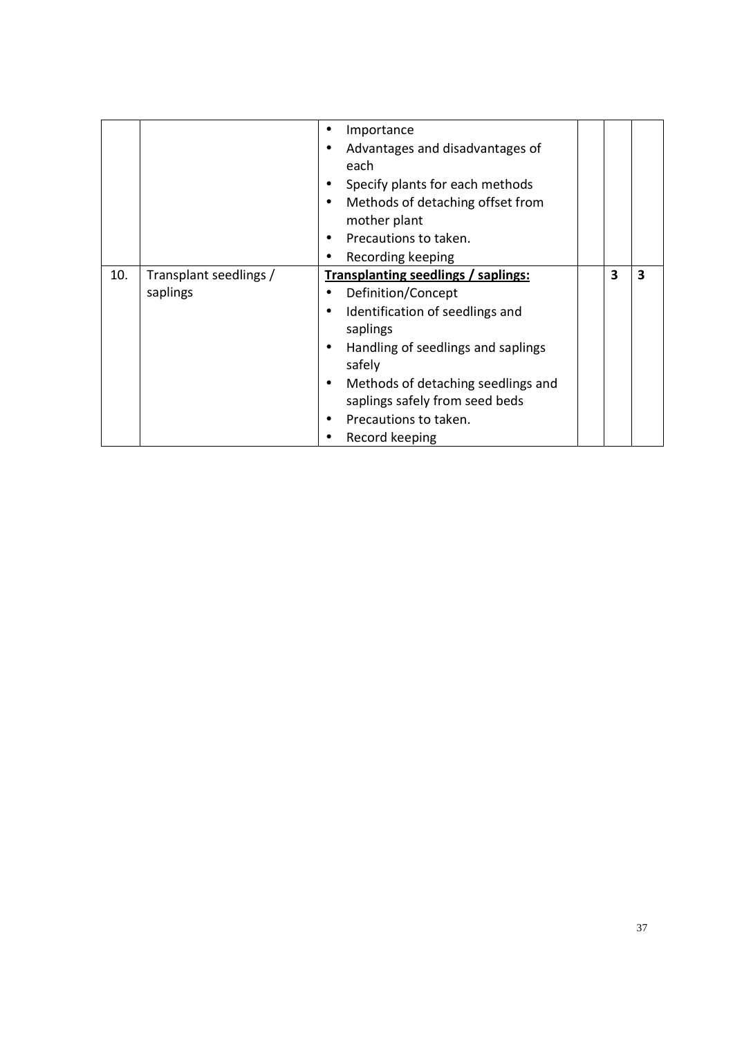| | | | | | |
|---|---|---|---|---|---|
| | | • Importance<br>• Advantages and disadvantages of each<br>• Specify plants for each methods<br>• Methods of detaching offset from mother plant<br>• Precautions to taken.<br>• Recording keeping | | | |
| 10. | Transplant seedlings / saplings | **Transplanting seedlings / saplings:**<br>• Definition/Concept<br>• Identification of seedlings and saplings<br>• Handling of seedlings and saplings safely<br>• Methods of detaching seedlings and saplings safely from seed beds<br>• Precautions to taken.<br>• Record keeping | | **3** | **3** |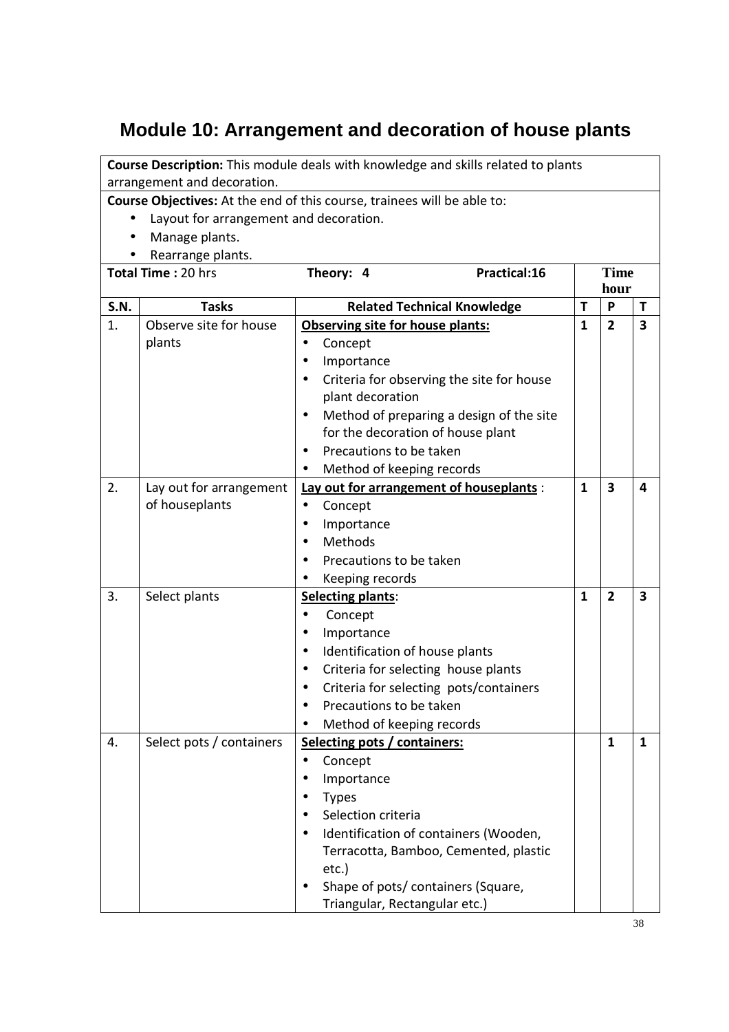# Module 10: Arrangement and decoration of house plants

**Course Description:** This module deals with knowledge and skills related to plants arrangement and decoration.

**Course Objectives:** At the end of this course, trainees will be able to:

- Layout for arrangement and decoration.
- Manage plants.
- Rearrange plants.

| **Total Time :** 20 hrs | | **Theory: 4** / **Practical:16** | **Time hour** | | |
|---|---|---|---|---|---|
| **S.N.** | **Tasks** | **Related Technical Knowledge** | **T** | **P** | **T** |
| 1. | Observe site for house plants | **Observing site for house plants:**<br>• Concept<br>• Importance<br>• Criteria for observing the site for house plant decoration<br>• Method of preparing a design of the site for the decoration of house plant<br>• Precautions to be taken<br>• Method of keeping records | **1** | **2** | **3** |
| 2. | Lay out for arrangement of houseplants | **Lay out for arrangement of houseplants** :<br>• Concept<br>• Importance<br>• Methods<br>• Precautions to be taken<br>• Keeping records | **1** | **3** | **4** |
| 3. | Select plants | **Selecting plants**:<br>• Concept<br>• Importance<br>• Identification of house plants<br>• Criteria for selecting house plants<br>• Criteria for selecting pots/containers<br>• Precautions to be taken<br>• Method of keeping records | **1** | **2** | **3** |
| 4. | Select pots / containers | **Selecting pots / containers:**<br>• Concept<br>• Importance<br>• Types<br>• Selection criteria<br>• Identification of containers (Wooden, Terracotta, Bamboo, Cemented, plastic etc.)<br>• Shape of pots/ containers (Square, Triangular, Rectangular etc.) | | **1** | **1** |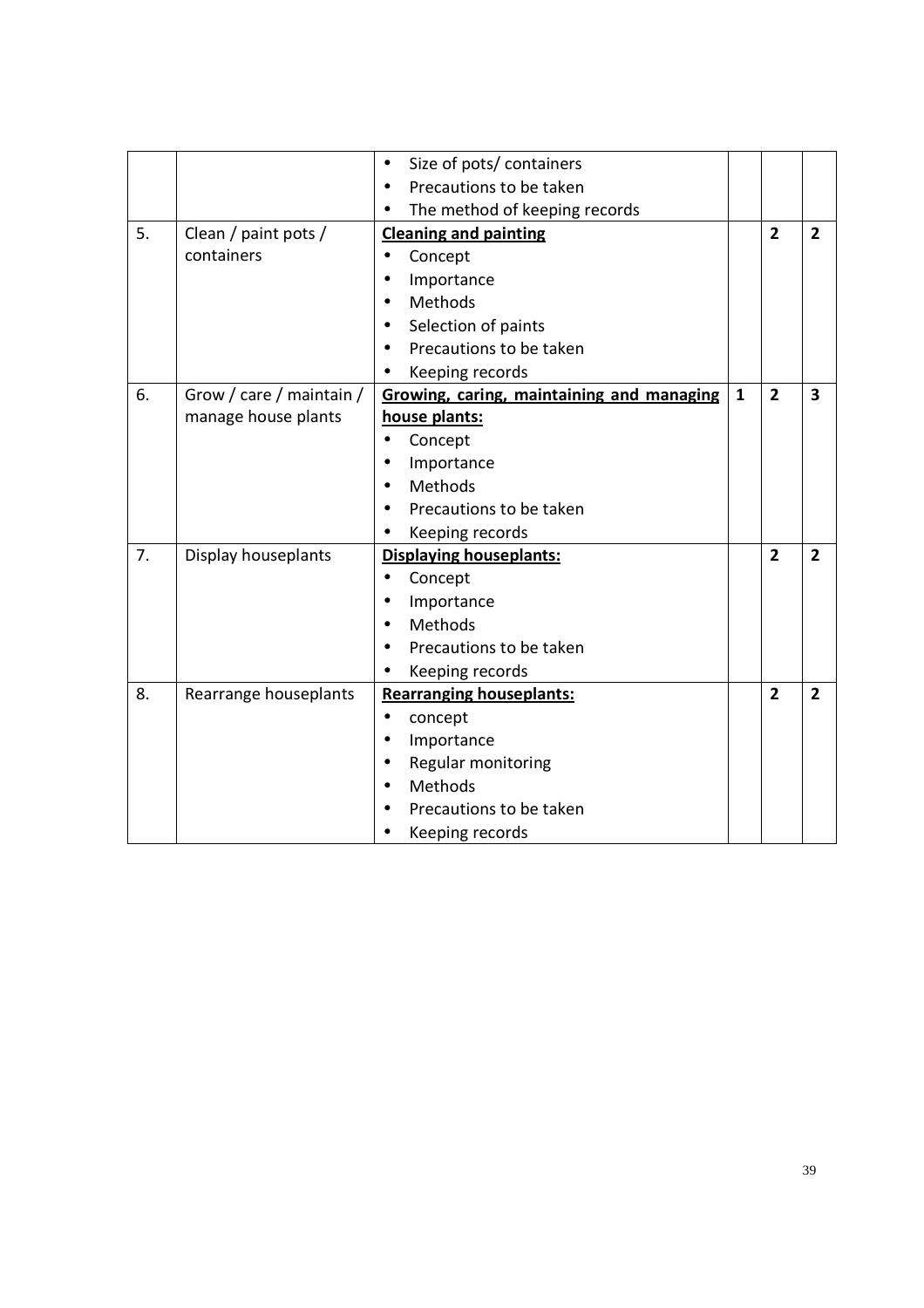| | | | | | |
|---|---|---|---|---|---|
| | | • Size of pots/ containers<br>• Precautions to be taken<br>• The method of keeping records | | | |
| 5. | Clean / paint pots / containers | **Cleaning and painting**<br>• Concept<br>• Importance<br>• Methods<br>• Selection of paints<br>• Precautions to be taken<br>• Keeping records | | **2** | **2** |
| 6. | Grow / care / maintain / manage house plants | **Growing, caring, maintaining and managing house plants:**<br>• Concept<br>• Importance<br>• Methods<br>• Precautions to be taken<br>• Keeping records | **1** | **2** | **3** |
| 7. | Display houseplants | **Displaying houseplants:**<br>• Concept<br>• Importance<br>• Methods<br>• Precautions to be taken<br>• Keeping records | | **2** | **2** |
| 8. | Rearrange houseplants | **Rearranging houseplants:**<br>• concept<br>• Importance<br>• Regular monitoring<br>• Methods<br>• Precautions to be taken<br>• Keeping records | | **2** | **2** |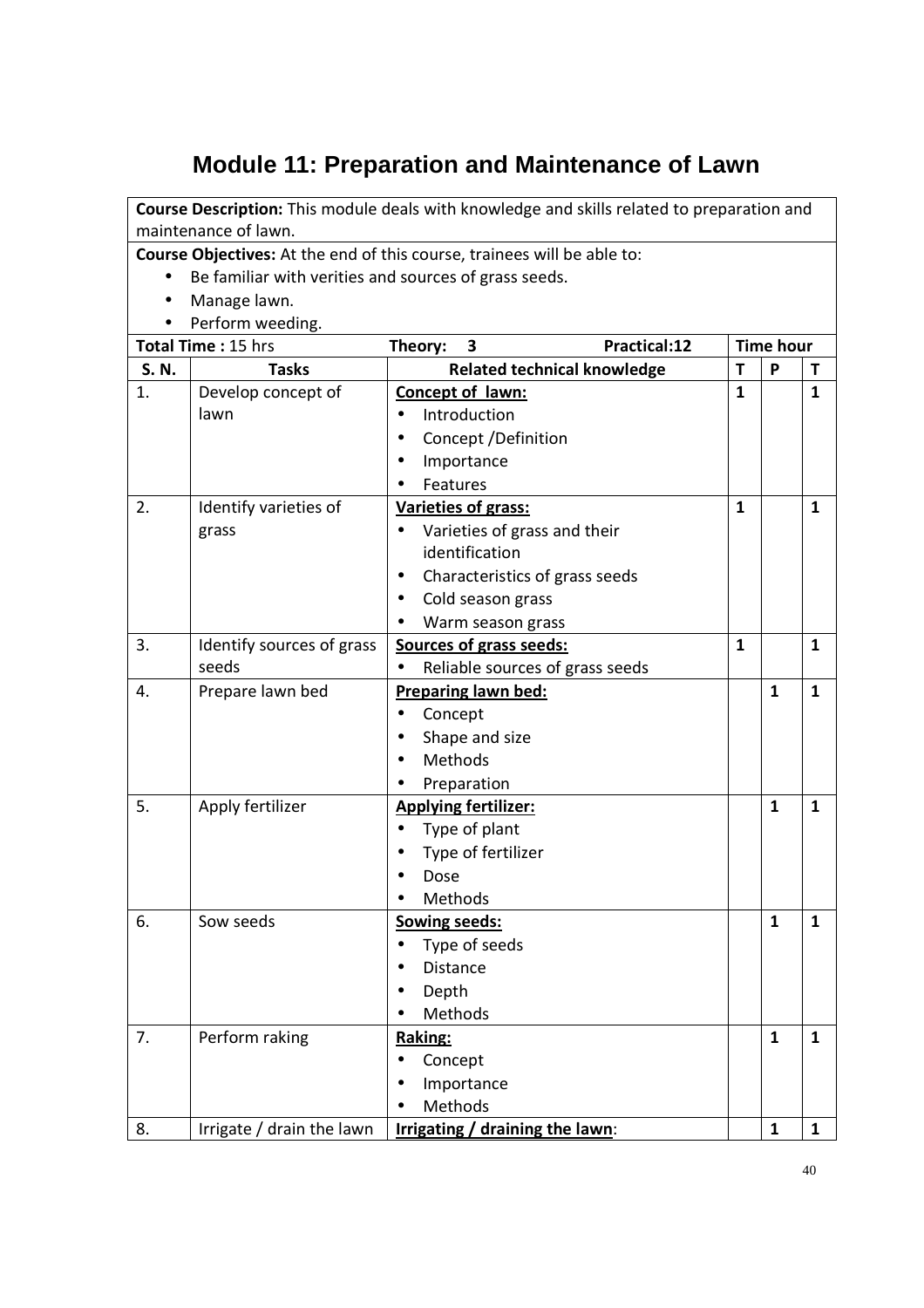# Module 11: Preparation and Maintenance of Lawn

**Course Description:** This module deals with knowledge and skills related to preparation and maintenance of lawn.

**Course Objectives:** At the end of this course, trainees will be able to:

- Be familiar with verities and sources of grass seeds.
- Manage lawn.
- Perform weeding.

| **Total Time :** 15 hrs | | **Theory: 3 Practical:12** | **Time hour** | | |
|---|---|---|---|---|---|
| **S. N.** | **Tasks** | **Related technical knowledge** | **T** | **P** | **T** |
| 1. | Develop concept of lawn | **Concept of lawn:**<br>• Introduction<br>• Concept /Definition<br>• Importance<br>• Features | **1** | | **1** |
| 2. | Identify varieties of grass | **Varieties of grass:**<br>• Varieties of grass and their identification<br>• Characteristics of grass seeds<br>• Cold season grass<br>• Warm season grass | **1** | | **1** |
| 3. | Identify sources of grass seeds | **Sources of grass seeds:**<br>• Reliable sources of grass seeds | **1** | | **1** |
| 4. | Prepare lawn bed | **Preparing lawn bed:**<br>• Concept<br>• Shape and size<br>• Methods<br>• Preparation | | **1** | **1** |
| 5. | Apply fertilizer | **Applying fertilizer:**<br>• Type of plant<br>• Type of fertilizer<br>• Dose<br>• Methods | | **1** | **1** |
| 6. | Sow seeds | **Sowing seeds:**<br>• Type of seeds<br>• Distance<br>• Depth<br>• Methods | | **1** | **1** |
| 7. | Perform raking | **Raking:**<br>• Concept<br>• Importance<br>• Methods | | **1** | **1** |
| 8. | Irrigate / drain the lawn | **Irrigating / draining the lawn**: | | **1** | **1** |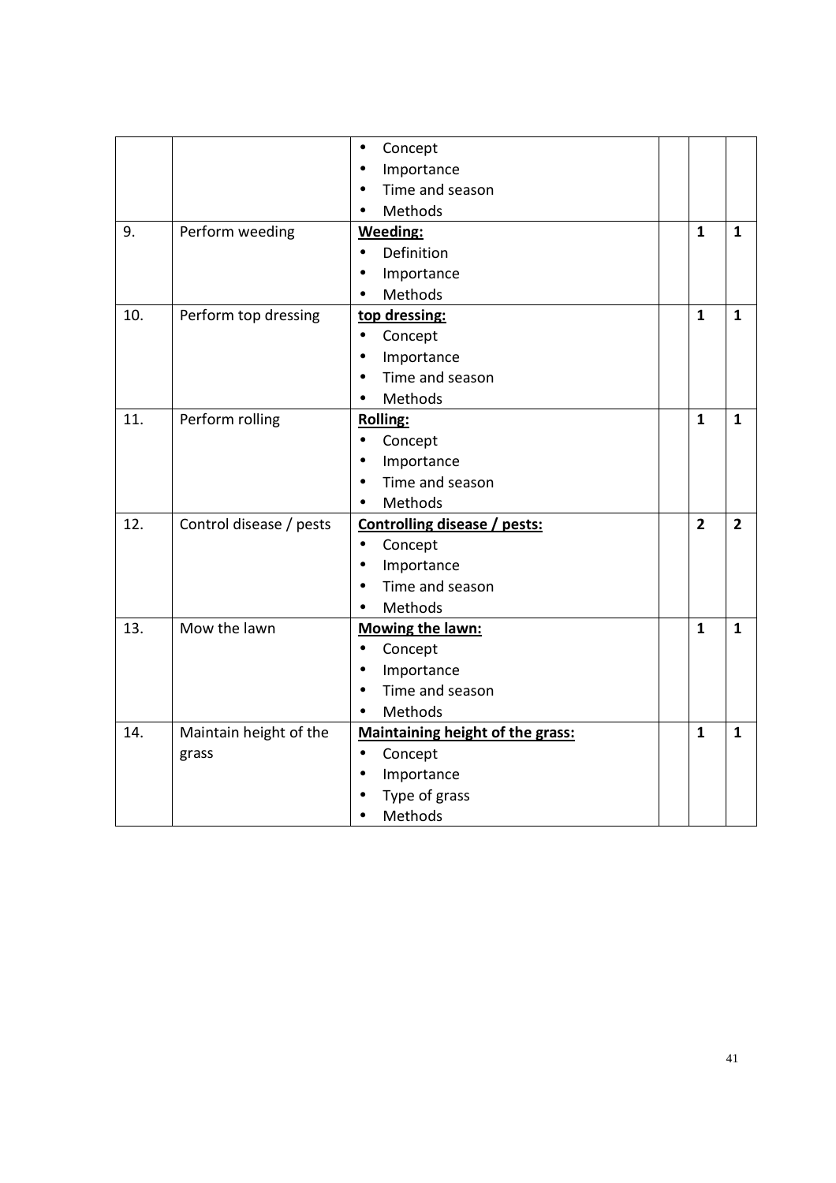| | | | | | |
|---|---|---|---|---|---|
| | | • Concept<br>• Importance<br>• Time and season<br>• Methods | | | |
| 9. | Perform weeding | **Weeding:**<br>• Definition<br>• Importance<br>• Methods | | **1** | **1** |
| 10. | Perform top dressing | **top dressing:**<br>• Concept<br>• Importance<br>• Time and season<br>• Methods | | **1** | **1** |
| 11. | Perform rolling | **Rolling:**<br>• Concept<br>• Importance<br>• Time and season<br>• Methods | | **1** | **1** |
| 12. | Control disease / pests | **Controlling disease / pests:**<br>• Concept<br>• Importance<br>• Time and season<br>• Methods | | **2** | **2** |
| 13. | Mow the lawn | **Mowing the lawn:**<br>• Concept<br>• Importance<br>• Time and season<br>• Methods | | **1** | **1** |
| 14. | Maintain height of the grass | **Maintaining height of the grass:**<br>• Concept<br>• Importance<br>• Type of grass<br>• Methods | | **1** | **1** |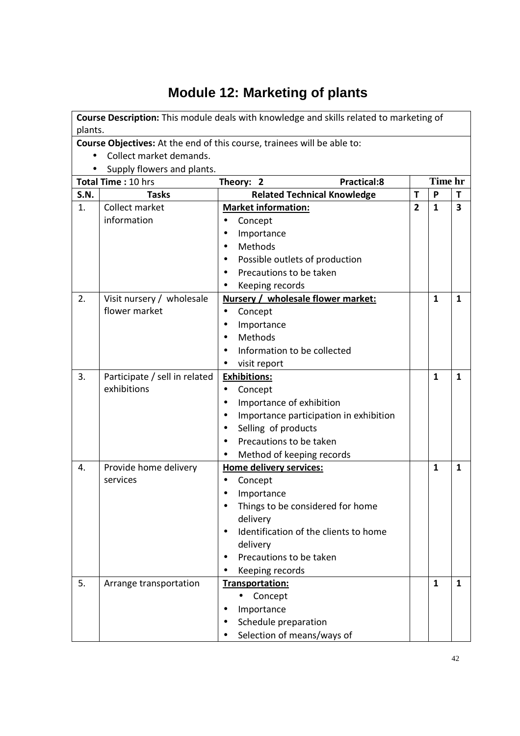# Module 12: Marketing of plants

| **Course Description:** This module deals with knowledge and skills related to marketing of plants. | | | | | |
|---|---|---|---|---|---|
| **Course Objectives:** At the end of this course, trainees will be able to:<br>• Collect market demands.<br>• Supply flowers and plants. | | | | | |
| **Total Time :** 10 hrs | | **Theory: 2** **Practical:8** | **Time hr** | | |
| **S.N.** | **Tasks** | **Related Technical Knowledge** | **T** | **P** | **T** |
| 1. | Collect market information | **<u>Market information:</u>**<br>• Concept<br>• Importance<br>• Methods<br>• Possible outlets of production<br>• Precautions to be taken<br>• Keeping records | **2** | **1** | **3** |
| 2. | Visit nursery / wholesale flower market | **<u>Nursery / wholesale flower market:</u>**<br>• Concept<br>• Importance<br>• Methods<br>• Information to be collected<br>• visit report | | **1** | **1** |
| 3. | Participate / sell in related exhibitions | **<u>Exhibitions:</u>**<br>• Concept<br>• Importance of exhibition<br>• Importance participation in exhibition<br>• Selling of products<br>• Precautions to be taken<br>• Method of keeping records | | **1** | **1** |
| 4. | Provide home delivery services | **<u>Home delivery services:</u>**<br>• Concept<br>• Importance<br>• Things to be considered for home delivery<br>• Identification of the clients to home delivery<br>• Precautions to be taken<br>• Keeping records | | **1** | **1** |
| 5. | Arrange transportation | **<u>Transportation:</u>**<br>• Concept<br>• Importance<br>• Schedule preparation<br>• Selection of means/ways of | | **1** | **1** |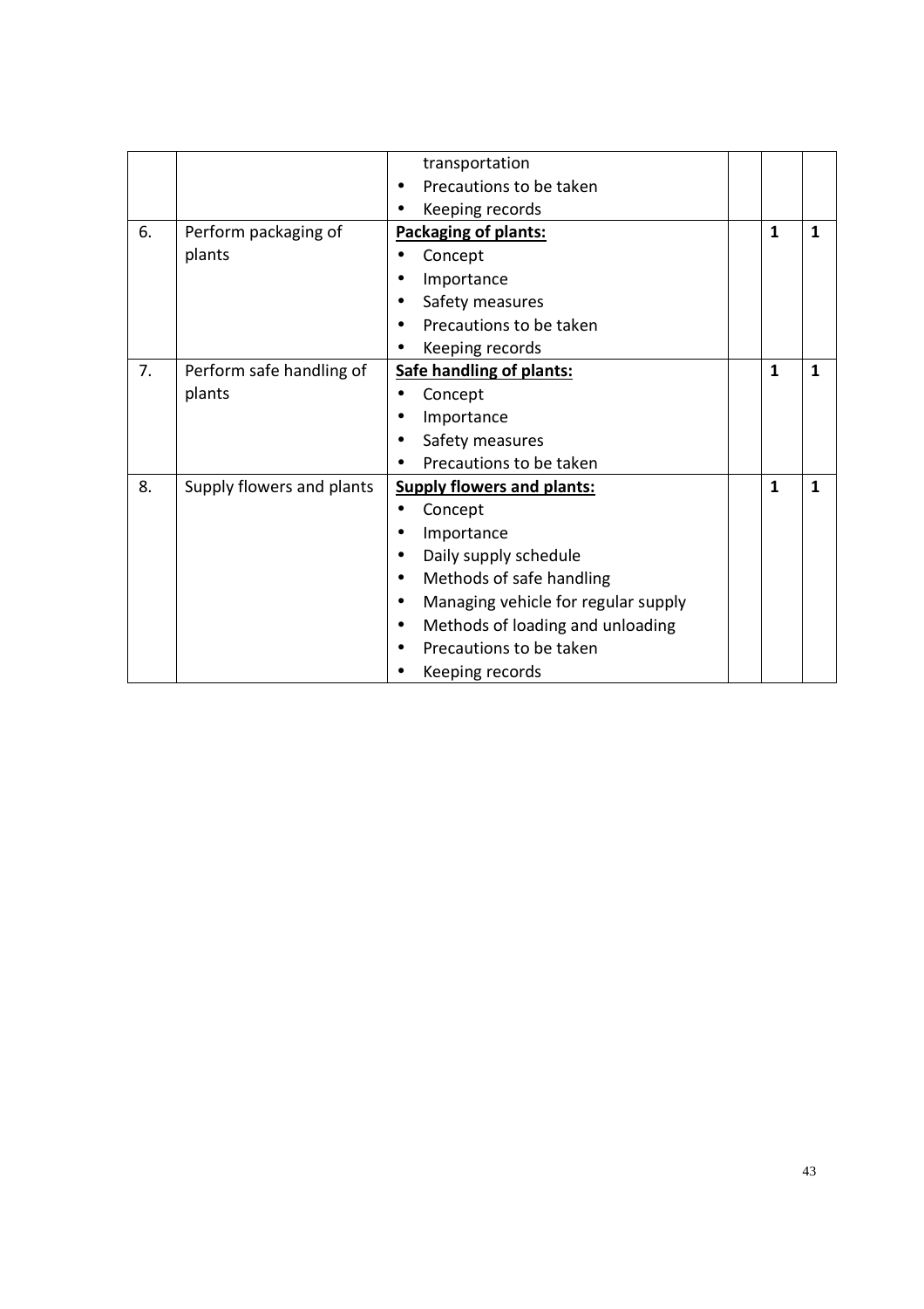| | | | | | |
|---|---|---|---|---|---|
| | | transportation<br>• Precautions to be taken<br>• Keeping records | | | |
| 6. | Perform packaging of plants | **Packaging of plants:**<br>• Concept<br>• Importance<br>• Safety measures<br>• Precautions to be taken<br>• Keeping records | | **1** | **1** |
| 7. | Perform safe handling of plants | **Safe handling of plants:**<br>• Concept<br>• Importance<br>• Safety measures<br>• Precautions to be taken | | **1** | **1** |
| 8. | Supply flowers and plants | **Supply flowers and plants:**<br>• Concept<br>• Importance<br>• Daily supply schedule<br>• Methods of safe handling<br>• Managing vehicle for regular supply<br>• Methods of loading and unloading<br>• Precautions to be taken<br>• Keeping records | | **1** | **1** |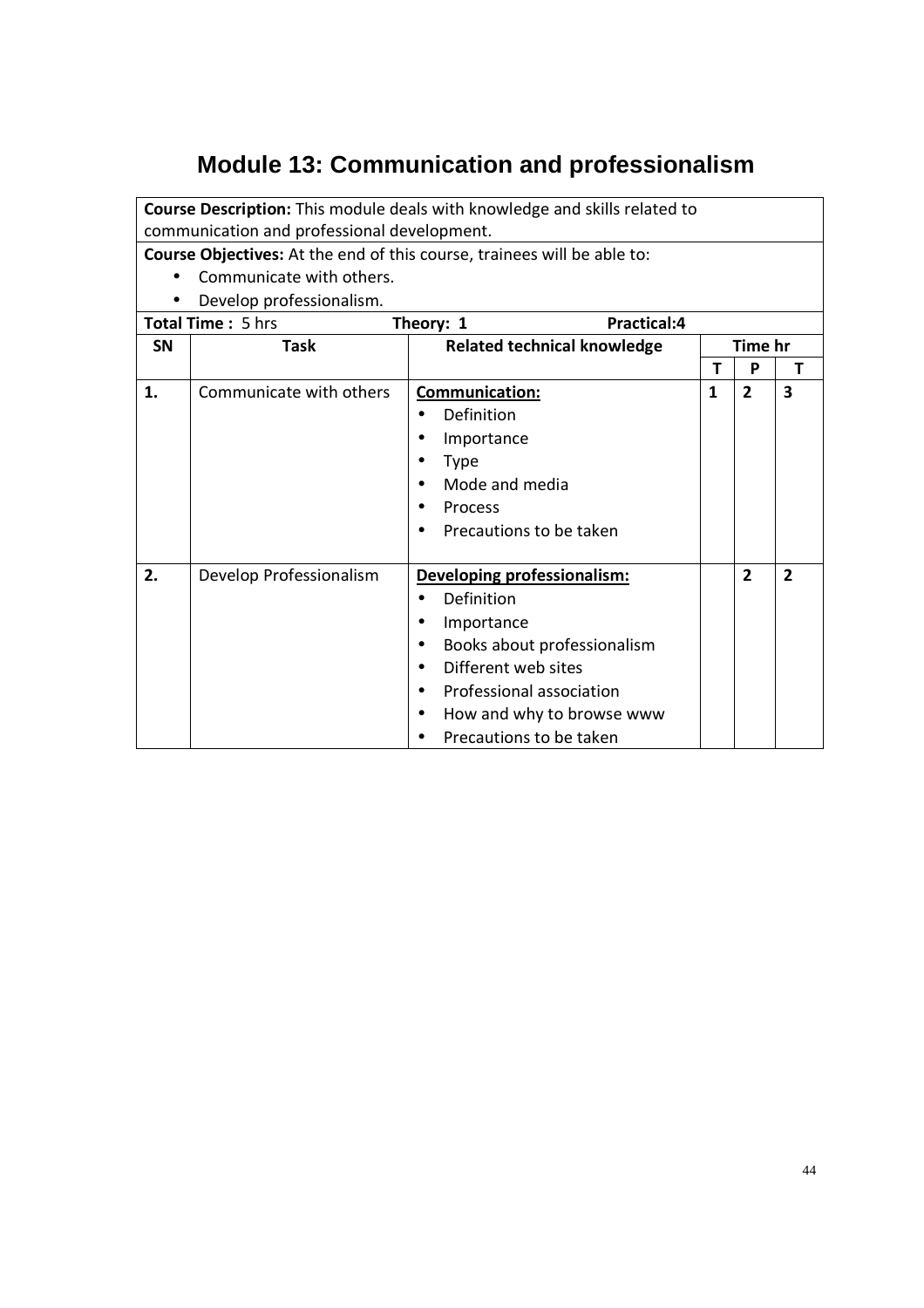# Module 13: Communication and professionalism

**Course Description:** This module deals with knowledge and skills related to communication and professional development.

**Course Objectives:** At the end of this course, trainees will be able to:

- Communicate with others.
- Develop professionalism.

**Total Time :** 5 hrs **Theory: 1** **Practical:4**

| SN | Task | Related technical knowledge | Time hr | | |
|---|---|---|---|---|---|
| | | | T | P | T |
| 1. | Communicate with others | **Communication:**<br>• Definition<br>• Importance<br>• Type<br>• Mode and media<br>• Process<br>• Precautions to be taken | 1 | 2 | 3 |
| 2. | Develop Professionalism | **Developing professionalism:**<br>• Definition<br>• Importance<br>• Books about professionalism<br>• Different web sites<br>• Professional association<br>• How and why to browse www<br>• Precautions to be taken | | 2 | 2 |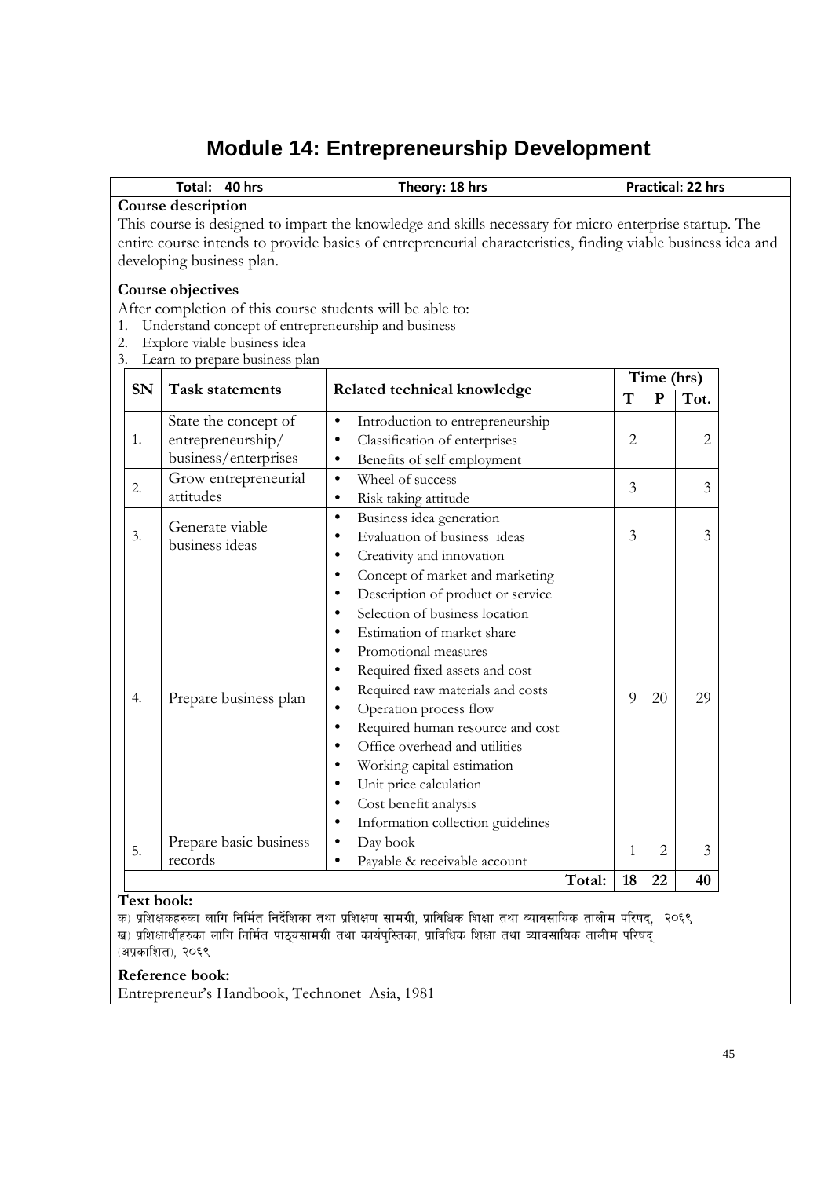# Module 14: Entrepreneurship Development

**Total: 40 hrs** **Theory: 18 hrs** **Practical: 22 hrs**

**Course description**

This course is designed to impart the knowledge and skills necessary for micro enterprise startup. The entire course intends to provide basics of entrepreneurial characteristics, finding viable business idea and developing business plan.

**Course objectives**

After completion of this course students will be able to:

1. Understand concept of entrepreneurship and business
2. Explore viable business idea
3. Learn to prepare business plan

| SN | Task statements | Related technical knowledge | Time (hrs) | | |
|---|---|---|---|---|---|
| | | | T | P | Tot. |
| 1. | State the concept of entrepreneurship/ business/enterprises | • Introduction to entrepreneurship<br>• Classification of enterprises<br>• Benefits of self employment | 2 | | 2 |
| 2. | Grow entrepreneurial attitudes | • Wheel of success<br>• Risk taking attitude | 3 | | 3 |
| 3. | Generate viable business ideas | • Business idea generation<br>• Evaluation of business ideas<br>• Creativity and innovation | 3 | | 3 |
| 4. | Prepare business plan | • Concept of market and marketing<br>• Description of product or service<br>• Selection of business location<br>• Estimation of market share<br>• Promotional measures<br>• Required fixed assets and cost<br>• Required raw materials and costs<br>• Operation process flow<br>• Required human resource and cost<br>• Office overhead and utilities<br>• Working capital estimation<br>• Unit price calculation<br>• Cost benefit analysis<br>• Information collection guidelines | 9 | 20 | 29 |
| 5. | Prepare basic business records | • Day book<br>• Payable & receivable account | 1 | 2 | 3 |
| | | **Total:** | **18** | **22** | **40** |

**Text book:**

क) प्रशिक्षकहरुका लागि निर्मित निर्देशिका तथा प्रशिक्षण सामग्री, प्राविधिक शिक्षा तथा व्यावसायिक तालीम परिषद्, २०६९

ख) प्रशिक्षार्थीहरुका लागि निर्मित पाठ्यसामग्री तथा कार्यपुस्तिका, प्राविधिक शिक्षा तथा व्यावसायिक तालीम परिषद् (अप्रकाशित), २०६९

**Reference book:**

Entrepreneur's Handbook, Technonet Asia, 1981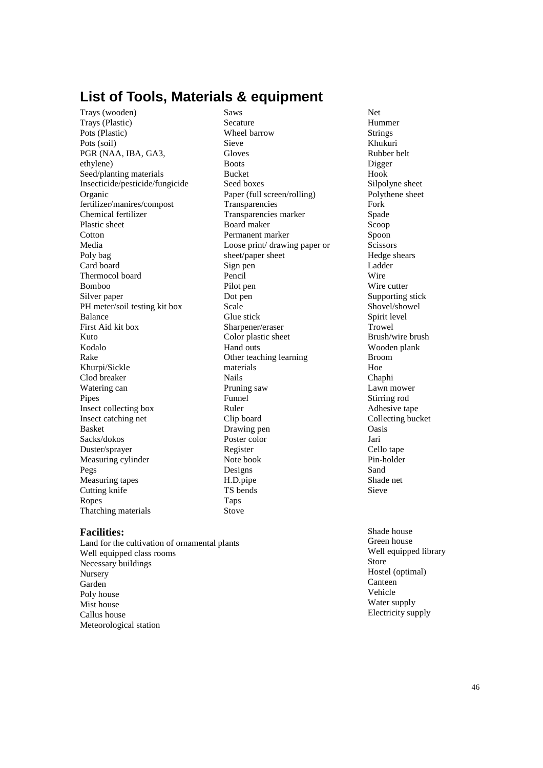## List of Tools, Materials & equipment

- Trays (wooden)
- Trays (Plastic)
- Pots (Plastic)
- Pots (soil)
- PGR (NAA, IBA, GA3, ethylene)
- Seed/planting materials
- Insecticide/pesticide/fungicide
- Organic fertilizer/manires/compost
- Chemical fertilizer
- Plastic sheet
- Cotton
- Media
- Poly bag
- Card board
- Thermocol board
- Bomboo
- Silver paper
- PH meter/soil testing kit box
- Balance
- First Aid kit box
- Kuto
- Kodalo
- Rake
- Khurpi/Sickle
- Clod breaker
- Watering can
- Pipes
- Insect collecting box
- Insect catching net
- Basket
- Sacks/dokos
- Duster/sprayer
- Measuring cylinder
- Pegs
- Measuring tapes
- Cutting knife
- Ropes
- Thatching materials
- Saws
- Secature
- Wheel barrow
- Sieve
- Gloves
- Boots
- Bucket
- Seed boxes
- Paper (full screen/rolling)
- Transparencies
- Transparencies marker
- Board maker
- Permanent marker
- Loose print/ drawing paper or sheet/paper sheet
- Sign pen
- Pencil
- Pilot pen
- Dot pen
- Scale
- Glue stick
- Sharpener/eraser
- Color plastic sheet
- Hand outs
- Other teaching learning materials
- Nails
- Pruning saw
- Funnel
- Ruler
- Clip board
- Drawing pen
- Poster color
- Register
- Note book
- Designs
- H.D.pipe
- TS bends
- Taps
- Stove
- Net
- Hummer
- Strings
- Khukuri
- Rubber belt
- Digger
- Hook
- Silpolyne sheet
- Polythene sheet
- Fork
- Spade
- Scoop
- Spoon
- Scissors
- Hedge shears
- Ladder
- Wire
- Wire cutter
- Supporting stick
- Shovel/showel
- Spirit level
- Trowel
- Brush/wire brush
- Wooden plank
- Broom
- Hoe
- Chaphi
- Lawn mower
- Stirring rod
- Adhesive tape
- Collecting bucket
- Oasis
- Jari
- Cello tape
- Pin-holder
- Sand
- Shade net
- Sieve

### Facilities:

- Land for the cultivation of ornamental plants
- Well equipped class rooms
- Necessary buildings
- Nursery
- Garden
- Poly house
- Mist house
- Callus house
- Meteorological station
- Shade house
- Green house
- Well equipped library
- Store
- Hostel (optimal)
- Canteen
- Vehicle
- Water supply
- Electricity supply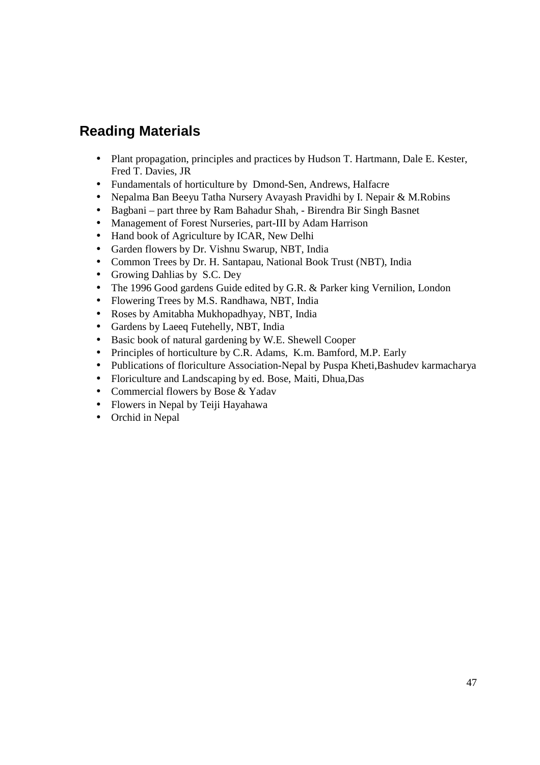## Reading Materials

- Plant propagation, principles and practices by Hudson T. Hartmann, Dale E. Kester, Fred T. Davies, JR
- Fundamentals of horticulture by Dmond-Sen, Andrews, Halfacre
- Nepalma Ban Beeyu Tatha Nursery Avayash Pravidhi by I. Nepair & M.Robins
- Bagbani – part three by Ram Bahadur Shah, - Birendra Bir Singh Basnet
- Management of Forest Nurseries, part-III by Adam Harrison
- Hand book of Agriculture by ICAR, New Delhi
- Garden flowers by Dr. Vishnu Swarup, NBT, India
- Common Trees by Dr. H. Santapau, National Book Trust (NBT), India
- Growing Dahlias by S.C. Dey
- The 1996 Good gardens Guide edited by G.R. & Parker king Vernilion, London
- Flowering Trees by M.S. Randhawa, NBT, India
- Roses by Amitabha Mukhopadhyay, NBT, India
- Gardens by Laeeq Futehelly, NBT, India
- Basic book of natural gardening by W.E. Shewell Cooper
- Principles of horticulture by C.R. Adams, K.m. Bamford, M.P. Early
- Publications of floriculture Association-Nepal by Puspa Kheti,Bashudev karmacharya
- Floriculture and Landscaping by ed. Bose, Maiti, Dhua,Das
- Commercial flowers by Bose & Yadav
- Flowers in Nepal by Teiji Hayahawa
- Orchid in Nepal